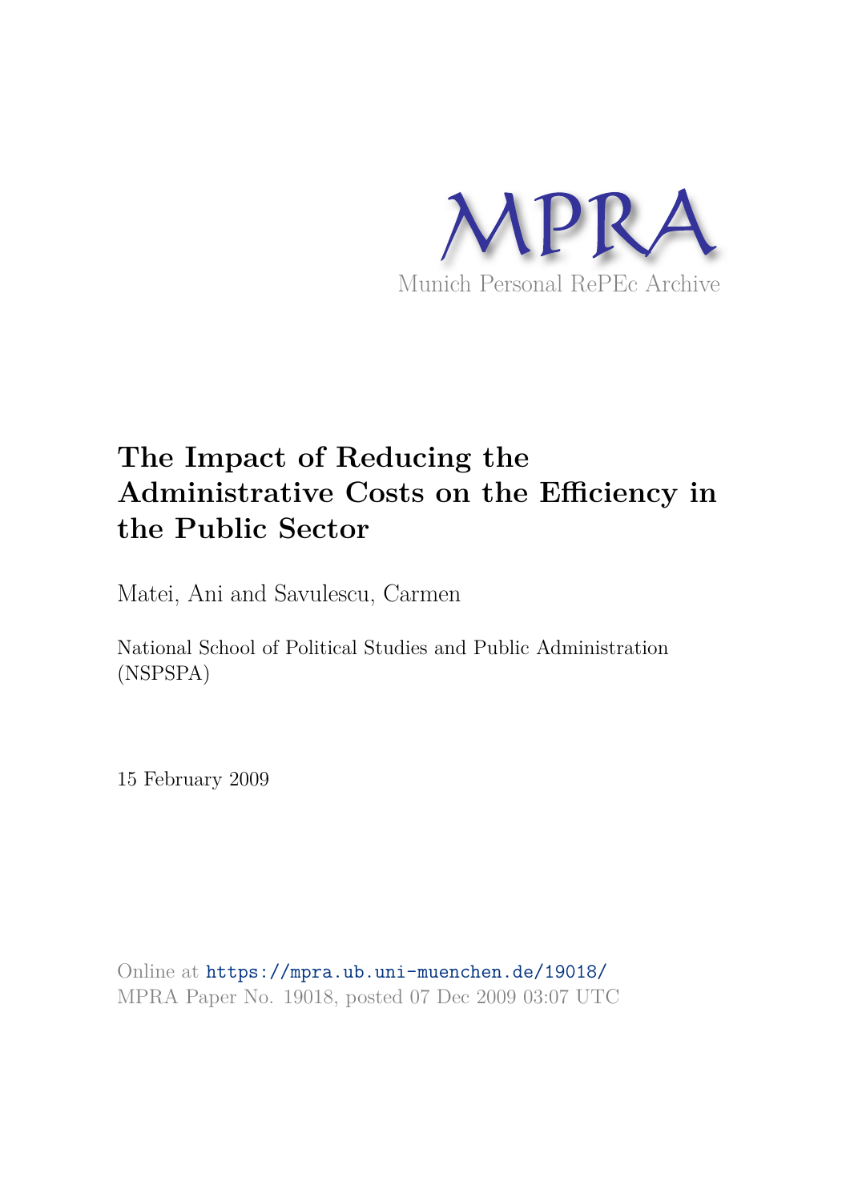MPRA

Munich Personal RePEc Archive

# The Impact of Reducing the Administrative Costs on the Efficiency in the Public Sector

Matei, Ani and Savulescu, Carmen

National School of Political Studies and Public Administration (NSPSPA)

15 February 2009

Online at https://mpra.ub.uni-muenchen.de/19018/
MPRA Paper No. 19018, posted 07 Dec 2009 03:07 UTC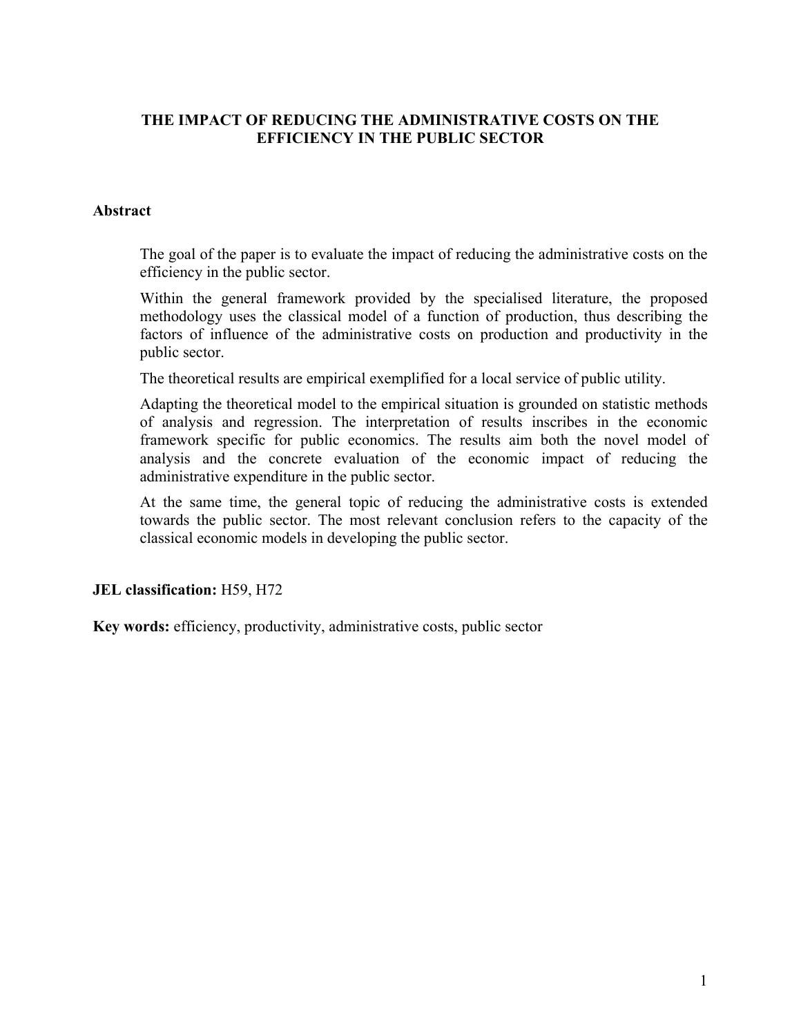# THE IMPACT OF REDUCING THE ADMINISTRATIVE COSTS ON THE EFFICIENCY IN THE PUBLIC SECTOR

## Abstract

The goal of the paper is to evaluate the impact of reducing the administrative costs on the efficiency in the public sector.

Within the general framework provided by the specialised literature, the proposed methodology uses the classical model of a function of production, thus describing the factors of influence of the administrative costs on production and productivity in the public sector.

The theoretical results are empirical exemplified for a local service of public utility.

Adapting the theoretical model to the empirical situation is grounded on statistic methods of analysis and regression. The interpretation of results inscribes in the economic framework specific for public economics. The results aim both the novel model of analysis and the concrete evaluation of the economic impact of reducing the administrative expenditure in the public sector.

At the same time, the general topic of reducing the administrative costs is extended towards the public sector. The most relevant conclusion refers to the capacity of the classical economic models in developing the public sector.

**JEL classification:** H59, H72

**Key words:** efficiency, productivity, administrative costs, public sector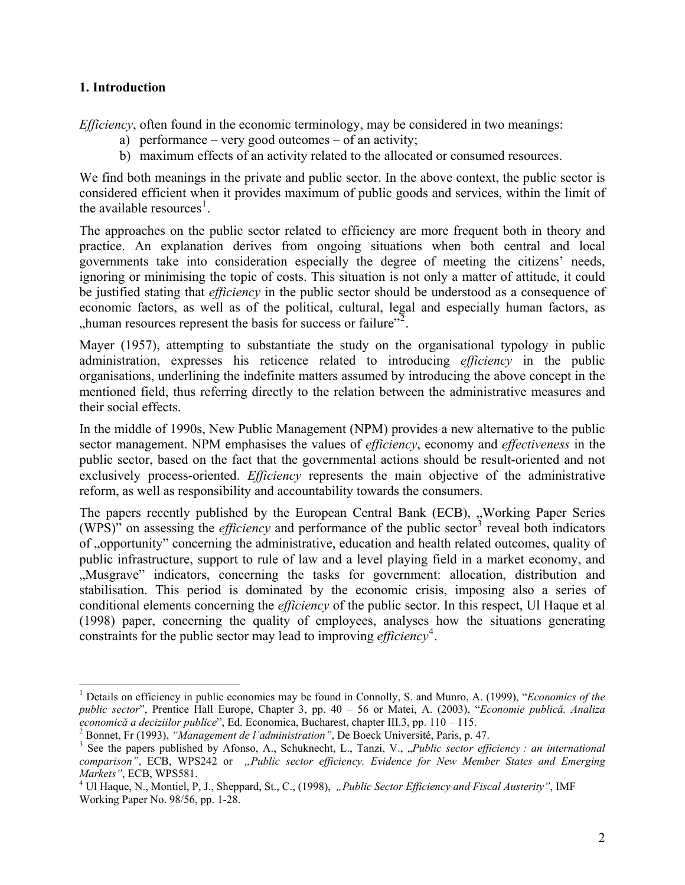## 1. Introduction

*Efficiency*, often found in the economic terminology, may be considered in two meanings:

a) performance – very good outcomes – of an activity;
b) maximum effects of an activity related to the allocated or consumed resources.

We find both meanings in the private and public sector. In the above context, the public sector is considered efficient when it provides maximum of public goods and services, within the limit of the available resources[1].

The approaches on the public sector related to efficiency are more frequent both in theory and practice. An explanation derives from ongoing situations when both central and local governments take into consideration especially the degree of meeting the citizens' needs, ignoring or minimising the topic of costs. This situation is not only a matter of attitude, it could be justified stating that *efficiency* in the public sector should be understood as a consequence of economic factors, as well as of the political, cultural, legal and especially human factors, as „human resources represent the basis for success or failure"[2].

Mayer (1957), attempting to substantiate the study on the organisational typology in public administration, expresses his reticence related to introducing *efficiency* in the public organisations, underlining the indefinite matters assumed by introducing the above concept in the mentioned field, thus referring directly to the relation between the administrative measures and their social effects.

In the middle of 1990s, New Public Management (NPM) provides a new alternative to the public sector management. NPM emphasises the values of *efficiency*, economy and *effectiveness* in the public sector, based on the fact that the governmental actions should be result-oriented and not exclusively process-oriented. *Efficiency* represents the main objective of the administrative reform, as well as responsibility and accountability towards the consumers.

The papers recently published by the European Central Bank (ECB), „Working Paper Series (WPS)" on assessing the *efficiency* and performance of the public sector[3] reveal both indicators of „opportunity" concerning the administrative, education and health related outcomes, quality of public infrastructure, support to rule of law and a level playing field in a market economy, and „Musgrave" indicators, concerning the tasks for government: allocation, distribution and stabilisation. This period is dominated by the economic crisis, imposing also a series of conditional elements concerning the *efficiency* of the public sector. In this respect, Ul Haque et al (1998) paper, concerning the quality of employees, analyses how the situations generating constraints for the public sector may lead to improving *efficiency*[4].

---

[1] Details on efficiency in public economics may be found in Connolly, S. and Munro, A. (1999), "*Economics of the public sector*", Prentice Hall Europe, Chapter 3, pp. 40 – 56 or Matei, A. (2003), "*Economie publică. Analiza economică a deciziilor publice*", Ed. Economica, Bucharest, chapter III.3, pp. 110 – 115.

[2] Bonnet, Fr (1993), *"Management de l'administration"*, De Boeck Université, Paris, p. 47.

[3] See the papers published by Afonso, A., Schuknecht, L., Tanzi, V., „*Public sector efficiency : an international comparison"*, ECB, WPS242 or „*Public sector efficiency. Evidence for New Member States and Emerging Markets"*, ECB, WPS581.

[4] Ul Haque, N., Montiel, P, J., Sheppard, St., C., (1998), „*Public Sector Efficiency and Fiscal Austerity"*, IMF Working Paper No. 98/56, pp. 1-28.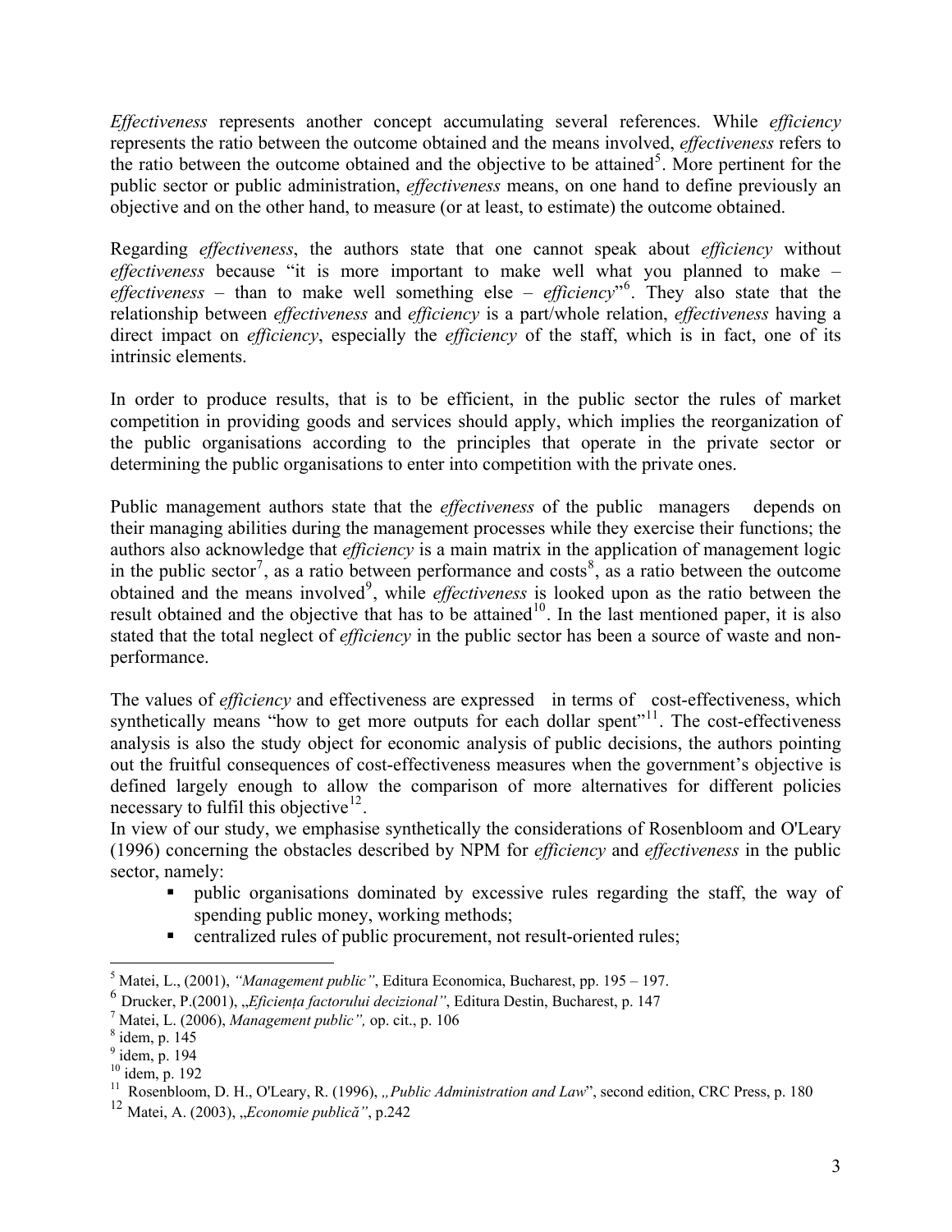*Effectiveness* represents another concept accumulating several references. While *efficiency* represents the ratio between the outcome obtained and the means involved, *effectiveness* refers to the ratio between the outcome obtained and the objective to be attained[5]. More pertinent for the public sector or public administration, *effectiveness* means, on one hand to define previously an objective and on the other hand, to measure (or at least, to estimate) the outcome obtained.

Regarding *effectiveness*, the authors state that one cannot speak about *efficiency* without *effectiveness* because "it is more important to make well what you planned to make – *effectiveness* – than to make well something else – *efficiency*"[6]. They also state that the relationship between *effectiveness* and *efficiency* is a part/whole relation, *effectiveness* having a direct impact on *efficiency*, especially the *efficiency* of the staff, which is in fact, one of its intrinsic elements.

In order to produce results, that is to be efficient, in the public sector the rules of market competition in providing goods and services should apply, which implies the reorganization of the public organisations according to the principles that operate in the private sector or determining the public organisations to enter into competition with the private ones.

Public management authors state that the *effectiveness* of the public managers depends on their managing abilities during the management processes while they exercise their functions; the authors also acknowledge that *efficiency* is a main matrix in the application of management logic in the public sector[7], as a ratio between performance and costs[8], as a ratio between the outcome obtained and the means involved[9], while *effectiveness* is looked upon as the ratio between the result obtained and the objective that has to be attained[10]. In the last mentioned paper, it is also stated that the total neglect of *efficiency* in the public sector has been a source of waste and non-performance.

The values of *efficiency* and effectiveness are expressed in terms of cost-effectiveness, which synthetically means "how to get more outputs for each dollar spent"[11]. The cost-effectiveness analysis is also the study object for economic analysis of public decisions, the authors pointing out the fruitful consequences of cost-effectiveness measures when the government's objective is defined largely enough to allow the comparison of more alternatives for different policies necessary to fulfil this objective[12].

In view of our study, we emphasise synthetically the considerations of Rosenbloom and O'Leary (1996) concerning the obstacles described by NPM for *efficiency* and *effectiveness* in the public sector, namely:

- public organisations dominated by excessive rules regarding the staff, the way of spending public money, working methods;
- centralized rules of public procurement, not result-oriented rules;

---

[5] Matei, L., (2001), *"Management public"*, Editura Economica, Bucharest, pp. 195 – 197.

[6] Drucker, P.(2001), *„Eficiența factorului decizional"*, Editura Destin, Bucharest, p. 147

[7] Matei, L. (2006), *Management public",* op. cit., p. 106

[8] idem, p. 145

[9] idem, p. 194

[10] idem, p. 192

[11] Rosenbloom, D. H., O'Leary, R. (1996), *„Public Administration and Law*", second edition, CRC Press, p. 180

[12] Matei, A. (2003), *„Economie publică"*, p.242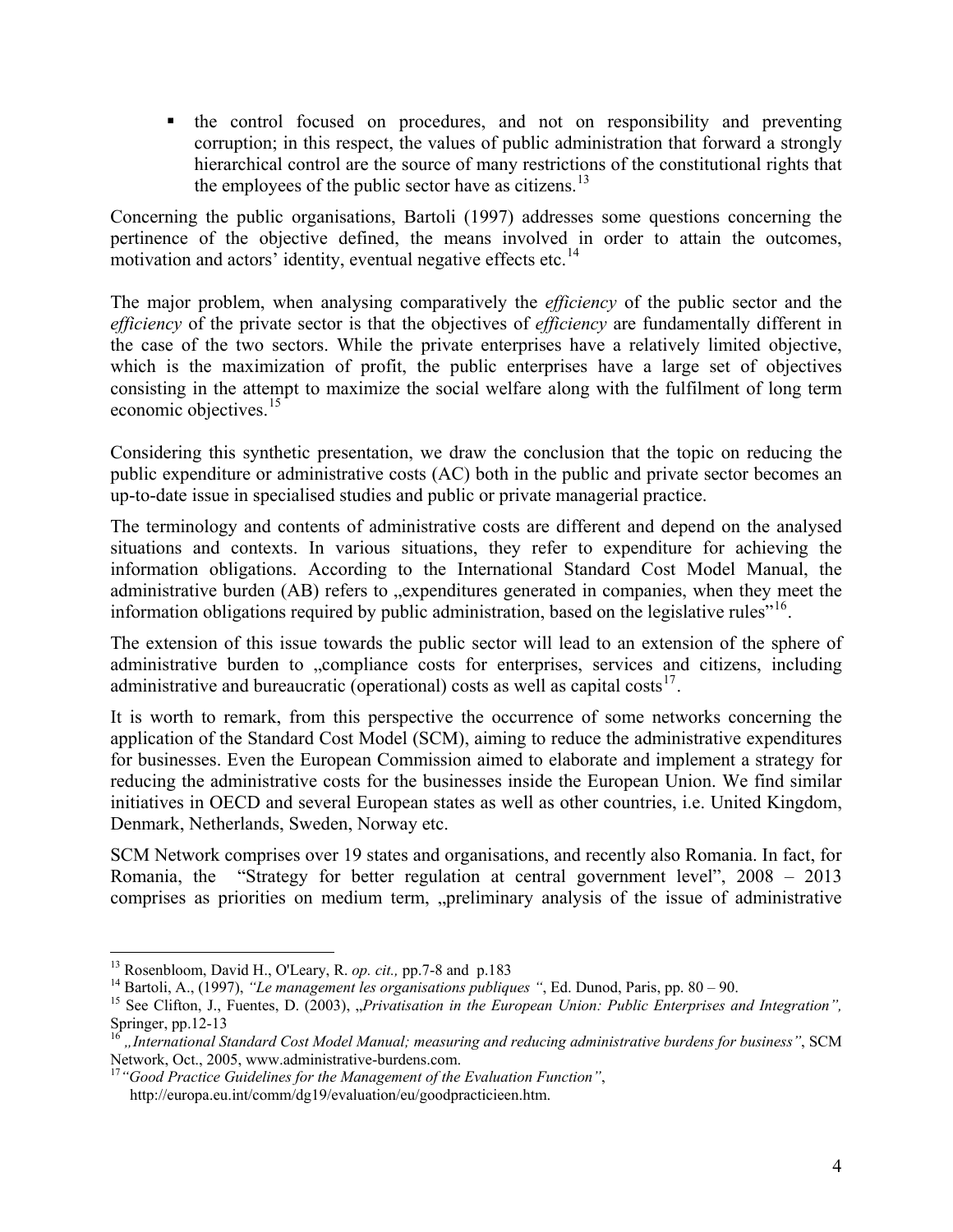- the control focused on procedures, and not on responsibility and preventing corruption; in this respect, the values of public administration that forward a strongly hierarchical control are the source of many restrictions of the constitutional rights that the employees of the public sector have as citizens.[13]

Concerning the public organisations, Bartoli (1997) addresses some questions concerning the pertinence of the objective defined, the means involved in order to attain the outcomes, motivation and actors' identity, eventual negative effects etc.[14]

The major problem, when analysing comparatively the *efficiency* of the public sector and the *efficiency* of the private sector is that the objectives of *efficiency* are fundamentally different in the case of the two sectors. While the private enterprises have a relatively limited objective, which is the maximization of profit, the public enterprises have a large set of objectives consisting in the attempt to maximize the social welfare along with the fulfilment of long term economic objectives.[15]

Considering this synthetic presentation, we draw the conclusion that the topic on reducing the public expenditure or administrative costs (AC) both in the public and private sector becomes an up-to-date issue in specialised studies and public or private managerial practice.

The terminology and contents of administrative costs are different and depend on the analysed situations and contexts. In various situations, they refer to expenditure for achieving the information obligations. According to the International Standard Cost Model Manual, the administrative burden (AB) refers to „expenditures generated in companies, when they meet the information obligations required by public administration, based on the legislative rules"[16].

The extension of this issue towards the public sector will lead to an extension of the sphere of administrative burden to „compliance costs for enterprises, services and citizens, including administrative and bureaucratic (operational) costs as well as capital costs[17].

It is worth to remark, from this perspective the occurrence of some networks concerning the application of the Standard Cost Model (SCM), aiming to reduce the administrative expenditures for businesses. Even the European Commission aimed to elaborate and implement a strategy for reducing the administrative costs for the businesses inside the European Union. We find similar initiatives in OECD and several European states as well as other countries, i.e. United Kingdom, Denmark, Netherlands, Sweden, Norway etc.

SCM Network comprises over 19 states and organisations, and recently also Romania. In fact, for Romania, the "Strategy for better regulation at central government level", 2008 – 2013 comprises as priorities on medium term, „preliminary analysis of the issue of administrative

---

[13] Rosenbloom, David H., O'Leary, R. *op. cit.,* pp.7-8 and p.183

[14] Bartoli, A., (1997), *"Le management les organisations publiques "*, Ed. Dunod, Paris, pp. 80 – 90.

[15] See Clifton, J., Fuentes, D. (2003), *„Privatisation in the European Union: Public Enterprises and Integration",* Springer, pp.12-13

[16] *„International Standard Cost Model Manual; measuring and reducing administrative burdens for business"*, SCM Network, Oct., 2005, www.administrative-burdens.com.

[17] *"Good Practice Guidelines for the Management of the Evaluation Function"*, http://europa.eu.int/comm/dg19/evaluation/eu/goodpracticieen.htm.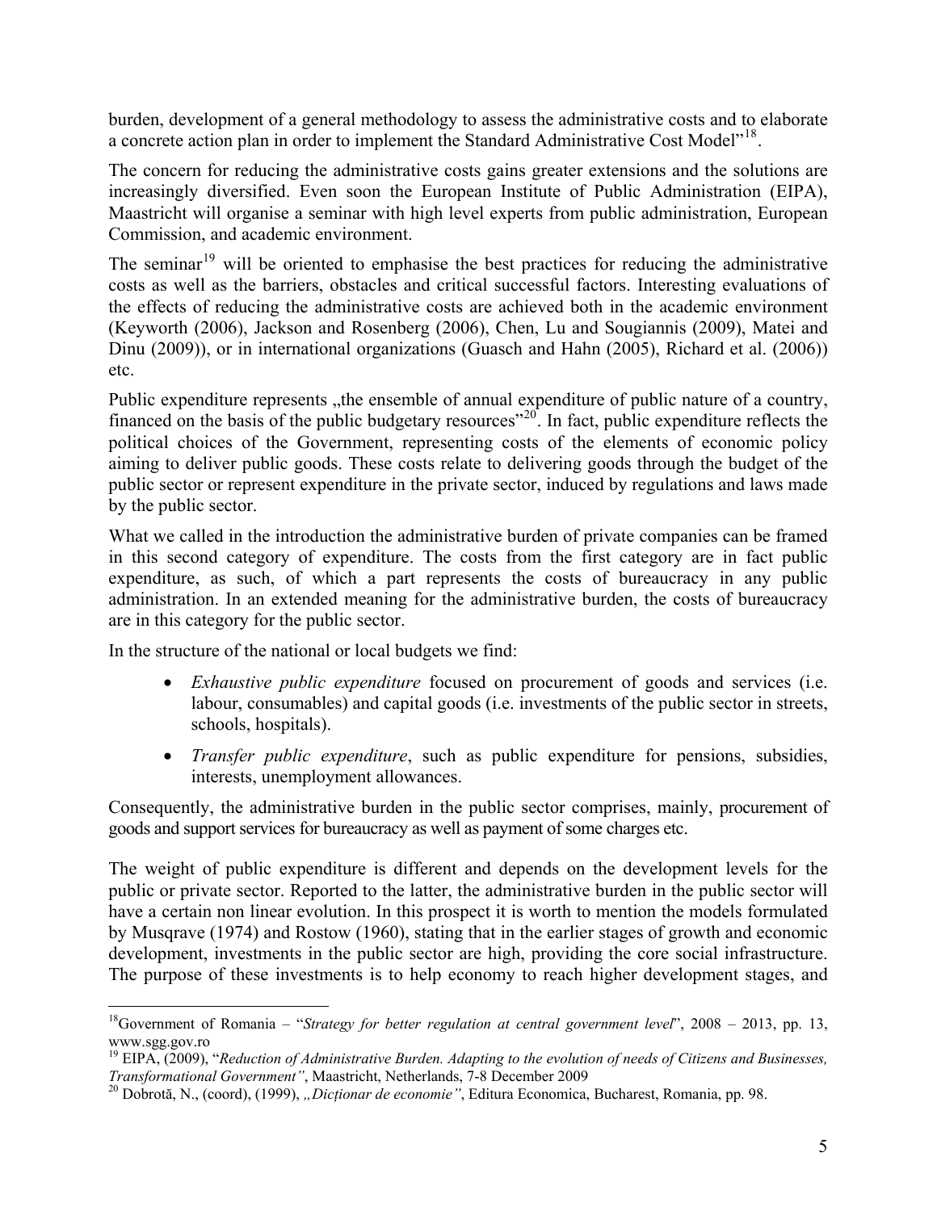burden, development of a general methodology to assess the administrative costs and to elaborate a concrete action plan in order to implement the Standard Administrative Cost Model"[18].

The concern for reducing the administrative costs gains greater extensions and the solutions are increasingly diversified. Even soon the European Institute of Public Administration (EIPA), Maastricht will organise a seminar with high level experts from public administration, European Commission, and academic environment.

The seminar[19] will be oriented to emphasise the best practices for reducing the administrative costs as well as the barriers, obstacles and critical successful factors. Interesting evaluations of the effects of reducing the administrative costs are achieved both in the academic environment (Keyworth (2006), Jackson and Rosenberg (2006), Chen, Lu and Sougiannis (2009), Matei and Dinu (2009)), or in international organizations (Guasch and Hahn (2005), Richard et al. (2006)) etc.

Public expenditure represents „the ensemble of annual expenditure of public nature of a country, financed on the basis of the public budgetary resources"[20]. In fact, public expenditure reflects the political choices of the Government, representing costs of the elements of economic policy aiming to deliver public goods. These costs relate to delivering goods through the budget of the public sector or represent expenditure in the private sector, induced by regulations and laws made by the public sector.

What we called in the introduction the administrative burden of private companies can be framed in this second category of expenditure. The costs from the first category are in fact public expenditure, as such, of which a part represents the costs of bureaucracy in any public administration. In an extended meaning for the administrative burden, the costs of bureaucracy are in this category for the public sector.

In the structure of the national or local budgets we find:

- *Exhaustive public expenditure* focused on procurement of goods and services (i.e. labour, consumables) and capital goods (i.e. investments of the public sector in streets, schools, hospitals).
- *Transfer public expenditure*, such as public expenditure for pensions, subsidies, interests, unemployment allowances.

Consequently, the administrative burden in the public sector comprises, mainly, procurement of goods and support services for bureaucracy as well as payment of some charges etc.

The weight of public expenditure is different and depends on the development levels for the public or private sector. Reported to the latter, the administrative burden in the public sector will have a certain non linear evolution. In this prospect it is worth to mention the models formulated by Musqrave (1974) and Rostow (1960), stating that in the earlier stages of growth and economic development, investments in the public sector are high, providing the core social infrastructure. The purpose of these investments is to help economy to reach higher development stages, and

---

[18] Government of Romania – "*Strategy for better regulation at central government level*", 2008 – 2013, pp. 13, www.sgg.gov.ro

[19] EIPA, (2009), "*Reduction of Administrative Burden. Adapting to the evolution of needs of Citizens and Businesses, Transformational Government"*, Maastricht, Netherlands, 7-8 December 2009

[20] Dobrotă, N., (coord), (1999), *„Dicționar de economie"*, Editura Economica, Bucharest, Romania, pp. 98.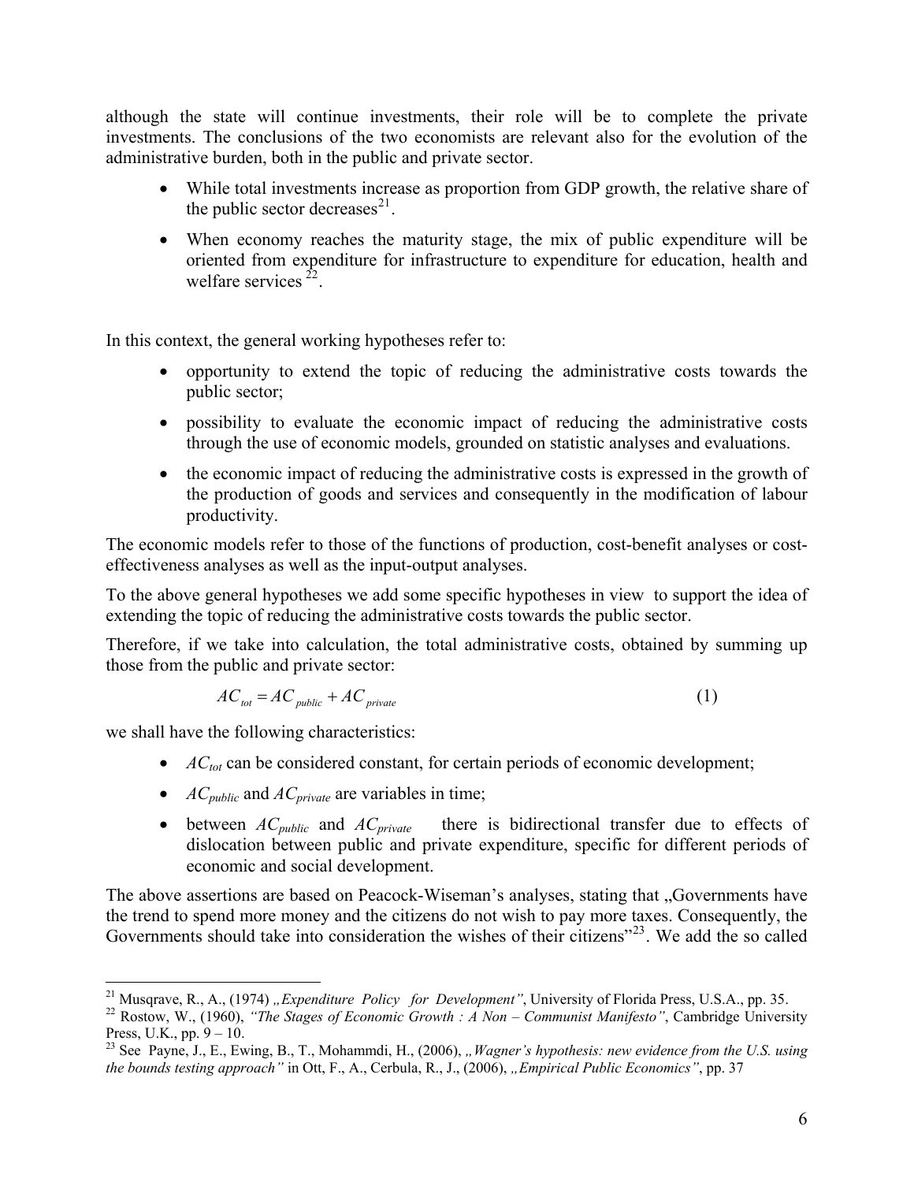although the state will continue investments, their role will be to complete the private investments. The conclusions of the two economists are relevant also for the evolution of the administrative burden, both in the public and private sector.

- While total investments increase as proportion from GDP growth, the relative share of the public sector decreases[21].
- When economy reaches the maturity stage, the mix of public expenditure will be oriented from expenditure for infrastructure to expenditure for education, health and welfare services [22].

In this context, the general working hypotheses refer to:

- opportunity to extend the topic of reducing the administrative costs towards the public sector;
- possibility to evaluate the economic impact of reducing the administrative costs through the use of economic models, grounded on statistic analyses and evaluations.
- the economic impact of reducing the administrative costs is expressed in the growth of the production of goods and services and consequently in the modification of labour productivity.

The economic models refer to those of the functions of production, cost-benefit analyses or cost-effectiveness analyses as well as the input-output analyses.

To the above general hypotheses we add some specific hypotheses in view to support the idea of extending the topic of reducing the administrative costs towards the public sector.

Therefore, if we take into calculation, the total administrative costs, obtained by summing up those from the public and private sector:

$$AC_{tot} = AC_{public} + AC_{private} \tag{1}$$

we shall have the following characteristics:

- $AC_{tot}$ can be considered constant, for certain periods of economic development;
- $AC_{public}$ and $AC_{private}$ are variables in time;
- between $AC_{public}$ and $AC_{private}$ there is bidirectional transfer due to effects of dislocation between public and private expenditure, specific for different periods of economic and social development.

The above assertions are based on Peacock-Wiseman's analyses, stating that „Governments have the trend to spend more money and the citizens do not wish to pay more taxes. Consequently, the Governments should take into consideration the wishes of their citizens"[23]. We add the so called

---

[21] Musqrave, R., A., (1974) *„Expenditure Policy for Development"*, University of Florida Press, U.S.A., pp. 35.

[22] Rostow, W., (1960), *"The Stages of Economic Growth : A Non – Communist Manifesto"*, Cambridge University Press, U.K., pp. 9 – 10.

[23] See Payne, J., E., Ewing, B., T., Mohammdi, H., (2006), *„Wagner's hypothesis: new evidence from the U.S. using the bounds testing approach"* in Ott, F., A., Cerbula, R., J., (2006), *„Empirical Public Economics"*, pp. 37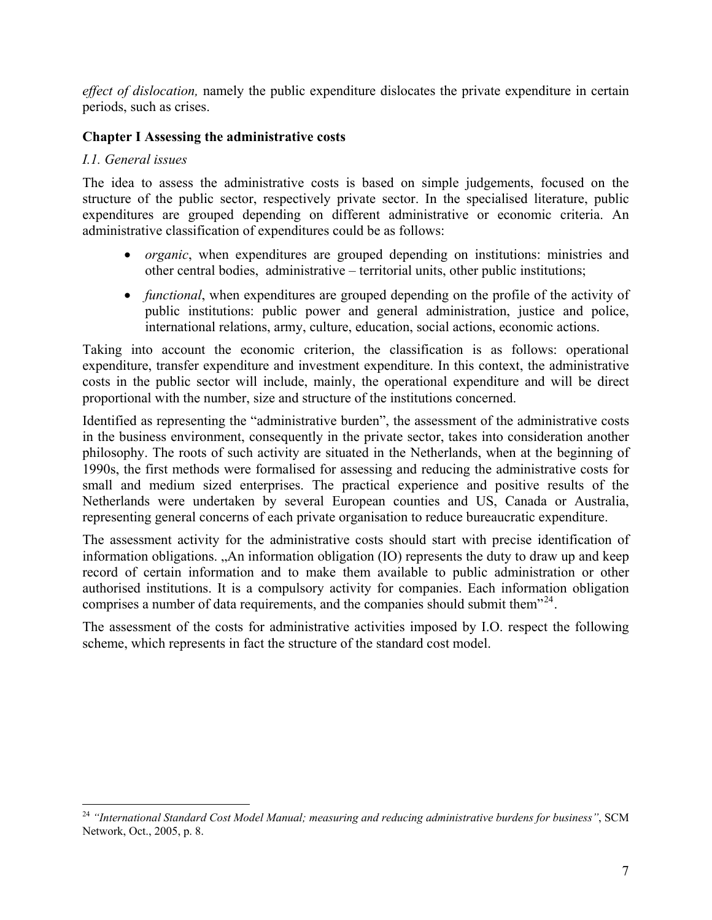*effect of dislocation,* namely the public expenditure dislocates the private expenditure in certain periods, such as crises.

## Chapter I Assessing the administrative costs

### *I.1. General issues*

The idea to assess the administrative costs is based on simple judgements, focused on the structure of the public sector, respectively private sector. In the specialised literature, public expenditures are grouped depending on different administrative or economic criteria. An administrative classification of expenditures could be as follows:

- *organic*, when expenditures are grouped depending on institutions: ministries and other central bodies, administrative – territorial units, other public institutions;
- *functional*, when expenditures are grouped depending on the profile of the activity of public institutions: public power and general administration, justice and police, international relations, army, culture, education, social actions, economic actions.

Taking into account the economic criterion, the classification is as follows: operational expenditure, transfer expenditure and investment expenditure. In this context, the administrative costs in the public sector will include, mainly, the operational expenditure and will be direct proportional with the number, size and structure of the institutions concerned.

Identified as representing the "administrative burden", the assessment of the administrative costs in the business environment, consequently in the private sector, takes into consideration another philosophy. The roots of such activity are situated in the Netherlands, when at the beginning of 1990s, the first methods were formalised for assessing and reducing the administrative costs for small and medium sized enterprises. The practical experience and positive results of the Netherlands were undertaken by several European counties and US, Canada or Australia, representing general concerns of each private organisation to reduce bureaucratic expenditure.

The assessment activity for the administrative costs should start with precise identification of information obligations. „An information obligation (IO) represents the duty to draw up and keep record of certain information and to make them available to public administration or other authorised institutions. It is a compulsory activity for companies. Each information obligation comprises a number of data requirements, and the companies should submit them"[24].

The assessment of the costs for administrative activities imposed by I.O. respect the following scheme, which represents in fact the structure of the standard cost model.

---

[24] *"International Standard Cost Model Manual; measuring and reducing administrative burdens for business"*, SCM Network, Oct., 2005, p. 8.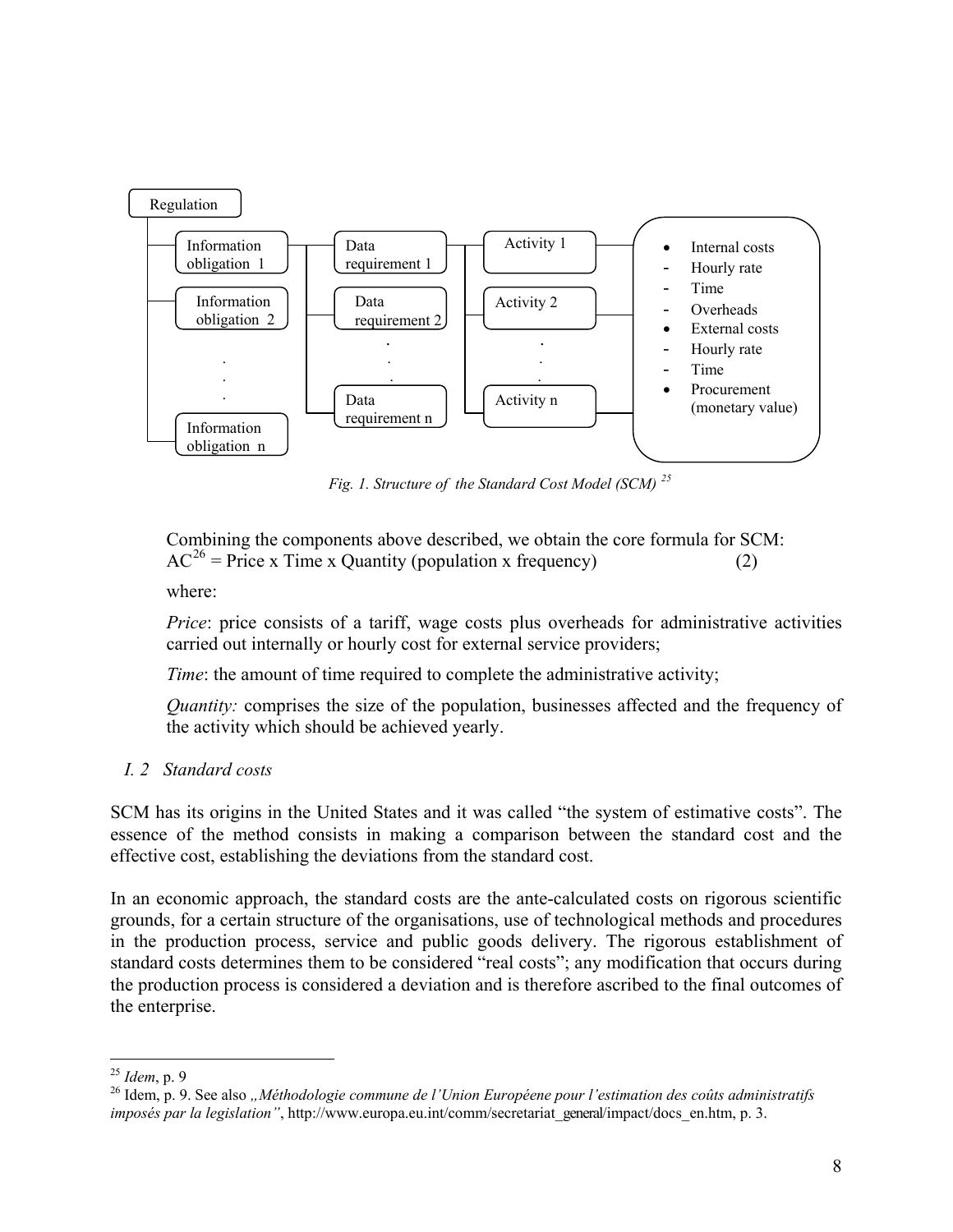Regulation

- Information obligation 1 — Data requirement 1 — Activity 1
- Information obligation 2 — Data requirement 2 — Activity 2
- . . .
- Information obligation n — Data requirement n — Activity n

- Internal costs
  - Hourly rate
  - Time
  - Overheads
- External costs
  - Hourly rate
  - Time
- Procurement (monetary value)

*Fig. 1. Structure of the Standard Cost Model (SCM)* [25]

Combining the components above described, we obtain the core formula for SCM:
AC[26] = Price x Time x Quantity (population x frequency) (2)

where:

*Price*: price consists of a tariff, wage costs plus overheads for administrative activities carried out internally or hourly cost for external service providers;

*Time*: the amount of time required to complete the administrative activity;

*Quantity:* comprises the size of the population, businesses affected and the frequency of the activity which should be achieved yearly.

### *I. 2 Standard costs*

SCM has its origins in the United States and it was called "the system of estimative costs". The essence of the method consists in making a comparison between the standard cost and the effective cost, establishing the deviations from the standard cost.

In an economic approach, the standard costs are the ante-calculated costs on rigorous scientific grounds, for a certain structure of the organisations, use of technological methods and procedures in the production process, service and public goods delivery. The rigorous establishment of standard costs determines them to be considered "real costs"; any modification that occurs during the production process is considered a deviation and is therefore ascribed to the final outcomes of the enterprise.

---

[25] *Idem*, p. 9

[26] Idem, p. 9. See also *„Méthodologie commune de l'Union Européene pour l'estimation des coûts administratifs imposés par la legislation"*, http://www.europa.eu.int/comm/secretariat_general/impact/docs_en.htm, p. 3.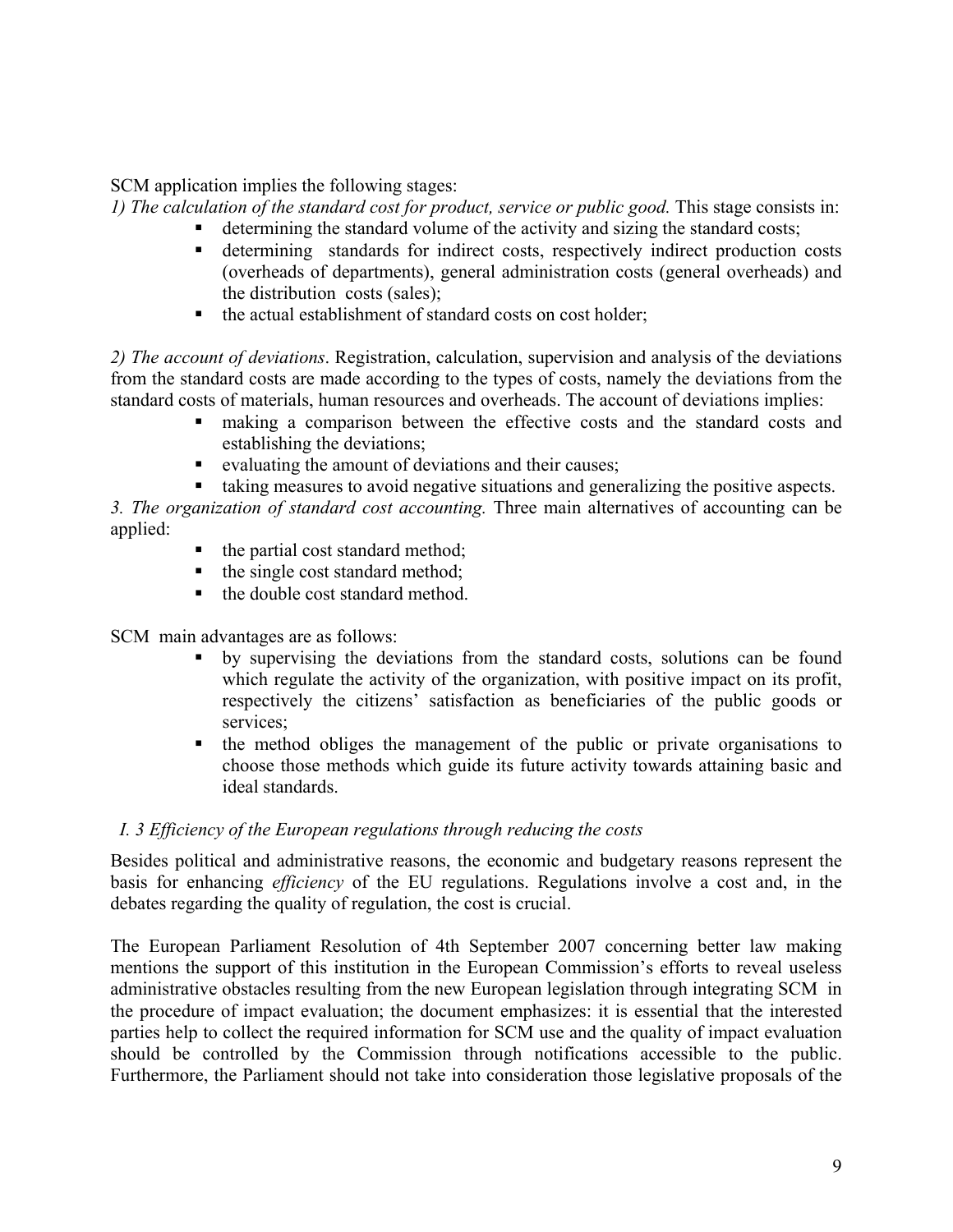SCM application implies the following stages:

*1) The calculation of the standard cost for product, service or public good.* This stage consists in:

- determining the standard volume of the activity and sizing the standard costs;
- determining standards for indirect costs, respectively indirect production costs (overheads of departments), general administration costs (general overheads) and the distribution costs (sales);
- the actual establishment of standard costs on cost holder;

*2) The account of deviations*. Registration, calculation, supervision and analysis of the deviations from the standard costs are made according to the types of costs, namely the deviations from the standard costs of materials, human resources and overheads. The account of deviations implies:

- making a comparison between the effective costs and the standard costs and establishing the deviations;
- evaluating the amount of deviations and their causes;
- taking measures to avoid negative situations and generalizing the positive aspects.

*3. The organization of standard cost accounting.* Three main alternatives of accounting can be applied:

- the partial cost standard method;
- the single cost standard method;
- the double cost standard method.

SCM main advantages are as follows:

- by supervising the deviations from the standard costs, solutions can be found which regulate the activity of the organization, with positive impact on its profit, respectively the citizens' satisfaction as beneficiaries of the public goods or services;
- the method obliges the management of the public or private organisations to choose those methods which guide its future activity towards attaining basic and ideal standards.

### *I. 3 Efficiency of the European regulations through reducing the costs*

Besides political and administrative reasons, the economic and budgetary reasons represent the basis for enhancing *efficiency* of the EU regulations. Regulations involve a cost and, in the debates regarding the quality of regulation, the cost is crucial.

The European Parliament Resolution of 4th September 2007 concerning better law making mentions the support of this institution in the European Commission's efforts to reveal useless administrative obstacles resulting from the new European legislation through integrating SCM in the procedure of impact evaluation; the document emphasizes: it is essential that the interested parties help to collect the required information for SCM use and the quality of impact evaluation should be controlled by the Commission through notifications accessible to the public. Furthermore, the Parliament should not take into consideration those legislative proposals of the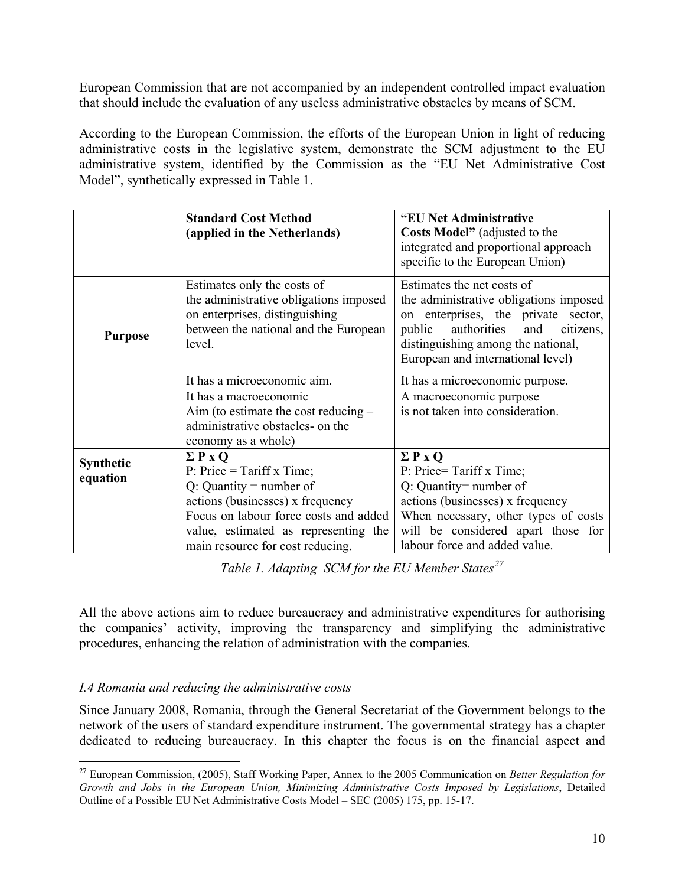European Commission that are not accompanied by an independent controlled impact evaluation that should include the evaluation of any useless administrative obstacles by means of SCM.

According to the European Commission, the efforts of the European Union in light of reducing administrative costs in the legislative system, demonstrate the SCM adjustment to the EU administrative system, identified by the Commission as the "EU Net Administrative Cost Model", synthetically expressed in Table 1.

| | **Standard Cost Method (applied in the Netherlands)** | **"EU Net Administrative Costs Model"** (adjusted to the integrated and proportional approach specific to the European Union) |
|---|---|---|
| **Purpose** | Estimates only the costs of the administrative obligations imposed on enterprises, distinguishing between the national and the European level. | Estimates the net costs of the administrative obligations imposed on enterprises, the private sector, public authorities and citizens, distinguishing among the national, European and international level) |
| | It has a microeconomic aim. | It has a microeconomic purpose. |
| | It has a macroeconomic Aim (to estimate the cost reducing – administrative obstacles- on the economy as a whole) | A macroeconomic purpose is not taken into consideration. |
| **Synthetic equation** | **Σ P x Q**<br>P: Price = Tariff x Time;<br>Q: Quantity = number of actions (businesses) x frequency<br>Focus on labour force costs and added value, estimated as representing the main resource for cost reducing. | **Σ P x Q**<br>P: Price= Tariff x Time;<br>Q: Quantity= number of actions (businesses) x frequency<br>When necessary, other types of costs will be considered apart those for labour force and added value. |

*Table 1. Adapting SCM for the EU Member States*[27]

All the above actions aim to reduce bureaucracy and administrative expenditures for authorising the companies' activity, improving the transparency and simplifying the administrative procedures, enhancing the relation of administration with the companies.

### *I.4 Romania and reducing the administrative costs*

Since January 2008, Romania, through the General Secretariat of the Government belongs to the network of the users of standard expenditure instrument. The governmental strategy has a chapter dedicated to reducing bureaucracy. In this chapter the focus is on the financial aspect and

[27] European Commission, (2005), Staff Working Paper, Annex to the 2005 Communication on *Better Regulation for Growth and Jobs in the European Union, Minimizing Administrative Costs Imposed by Legislations*, Detailed Outline of a Possible EU Net Administrative Costs Model – SEC (2005) 175, pp. 15-17.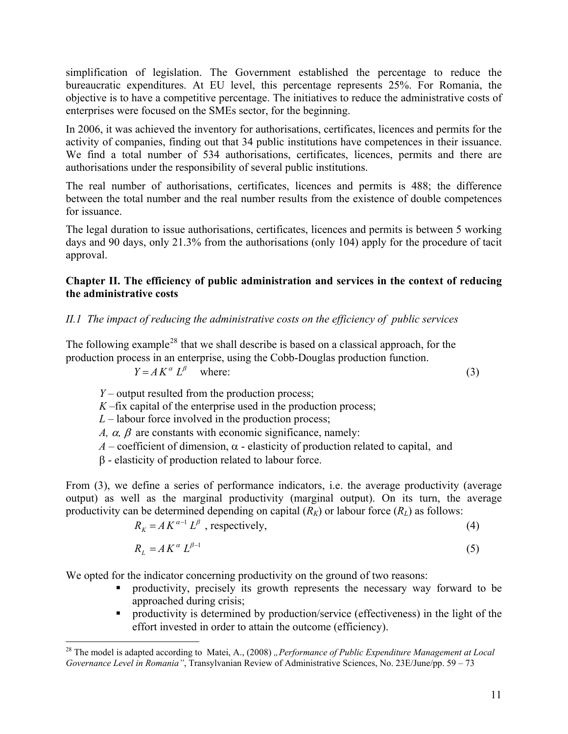simplification of legislation. The Government established the percentage to reduce the bureaucratic expenditures. At EU level, this percentage represents 25%. For Romania, the objective is to have a competitive percentage. The initiatives to reduce the administrative costs of enterprises were focused on the SMEs sector, for the beginning.

In 2006, it was achieved the inventory for authorisations, certificates, licences and permits for the activity of companies, finding out that 34 public institutions have competences in their issuance. We find a total number of 534 authorisations, certificates, licences, permits and there are authorisations under the responsibility of several public institutions.

The real number of authorisations, certificates, licences and permits is 488; the difference between the total number and the real number results from the existence of double competences for issuance.

The legal duration to issue authorisations, certificates, licences and permits is between 5 working days and 90 days, only 21.3% from the authorisations (only 104) apply for the procedure of tacit approval.

## Chapter II. The efficiency of public administration and services in the context of reducing the administrative costs

### *II.1 The impact of reducing the administrative costs on the efficiency of public services*

The following example[28] that we shall describe is based on a classical approach, for the production process in an enterprise, using the Cobb-Douglas production function.

$$Y = A K^{\alpha} L^{\beta} \quad \text{where:} \tag{3}$$

$Y$ – output resulted from the production process;
$K$ –fix capital of the enterprise used in the production process;
$L$ – labour force involved in the production process;
$A, \alpha, \beta$ are constants with economic significance, namely:
$A$ – coefficient of dimension, $\alpha$ - elasticity of production related to capital, and
$\beta$ - elasticity of production related to labour force.

From (3), we define a series of performance indicators, i.e. the average productivity (average output) as well as the marginal productivity (marginal output). On its turn, the average productivity can be determined depending on capital ($R_K$) or labour force ($R_L$) as follows:

$$R_K = A K^{\alpha - 1} L^{\beta} \text{ , respectively,} \tag{4}$$

$$R_L = A K^{\alpha} L^{\beta - 1} \tag{5}$$

We opted for the indicator concerning productivity on the ground of two reasons:

- productivity, precisely its growth represents the necessary way forward to be approached during crisis;
- productivity is determined by production/service (effectiveness) in the light of the effort invested in order to attain the outcome (efficiency).

---

[28] The model is adapted according to Matei, A., (2008) *„Performance of Public Expenditure Management at Local Governance Level in Romania"*, Transylvanian Review of Administrative Sciences, No. 23E/June/pp. 59 – 73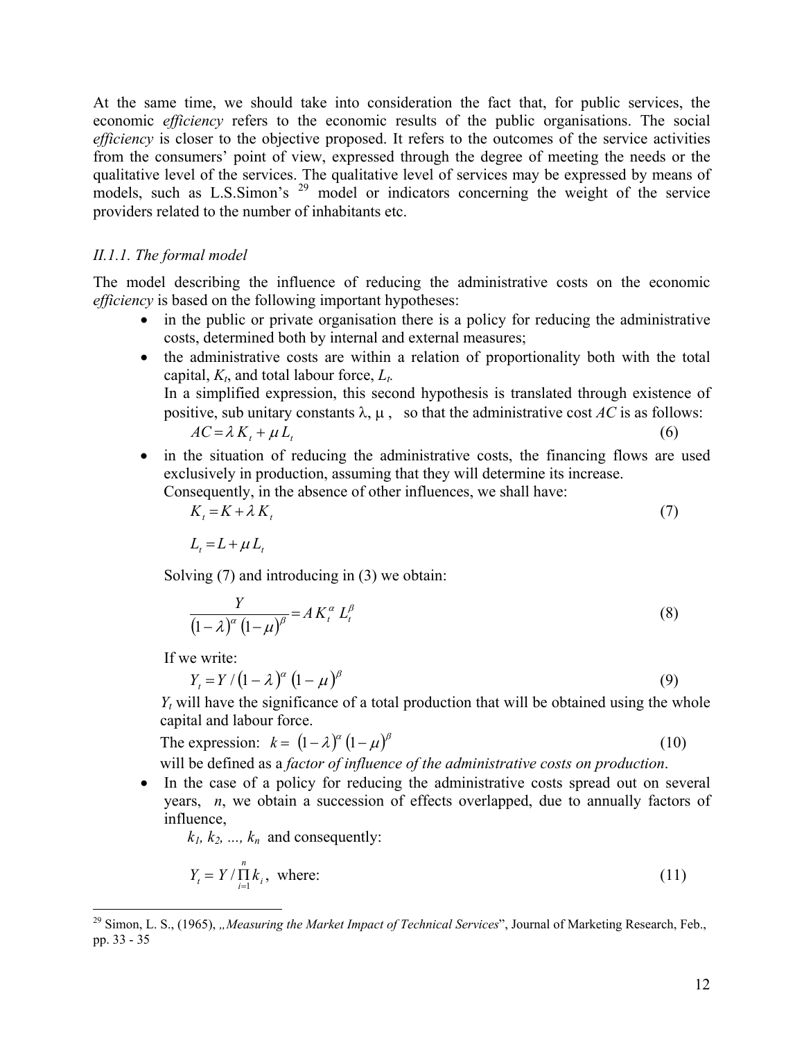At the same time, we should take into consideration the fact that, for public services, the economic *efficiency* refers to the economic results of the public organisations. The social *efficiency* is closer to the objective proposed. It refers to the outcomes of the service activities from the consumers' point of view, expressed through the degree of meeting the needs or the qualitative level of the services. The qualitative level of services may be expressed by means of models, such as L.S.Simon's [29] model or indicators concerning the weight of the service providers related to the number of inhabitants etc.

### *II.1.1. The formal model*

The model describing the influence of reducing the administrative costs on the economic *efficiency* is based on the following important hypotheses:

- in the public or private organisation there is a policy for reducing the administrative costs, determined both by internal and external measures;
- the administrative costs are within a relation of proportionality both with the total capital, $K_t$, and total labour force, $L_t$.

  In a simplified expression, this second hypothesis is translated through existence of positive, sub unitary constants $\lambda$, $\mu$, so that the administrative cost $AC$ is as follows:

  $$AC = \lambda K_t + \mu L_t \tag{6}$$

- in the situation of reducing the administrative costs, the financing flows are used exclusively in production, assuming that they will determine its increase.

  Consequently, in the absence of other influences, we shall have:

  $$K_t = K + \lambda K_t \tag{7}$$

  $$L_t = L + \mu L_t$$

  Solving (7) and introducing in (3) we obtain:

  $$\frac{Y}{(1-\lambda)^{\alpha}(1-\mu)^{\beta}} = A K_t^{\alpha} L_t^{\beta} \tag{8}$$

  If we write:

  $$Y_t = Y / (1-\lambda)^{\alpha} (1-\mu)^{\beta} \tag{9}$$

  $Y_t$ will have the significance of a total production that will be obtained using the whole capital and labour force.

  The expression: $k = (1-\lambda)^{\alpha} (1-\mu)^{\beta}$ (10)

  will be defined as a *factor of influence of the administrative costs on production*.

- In the case of a policy for reducing the administrative costs spread out on several years, $n$, we obtain a succession of effects overlapped, due to annually factors of influence,

  $k_1, k_2, ..., k_n$ and consequently:

  $$Y_t = Y / \prod_{i=1}^{n} k_i, \text{ where:} \tag{11}$$

---

[29] Simon, L. S., (1965), „*Measuring the Market Impact of Technical Services*", Journal of Marketing Research, Feb., pp. 33 - 35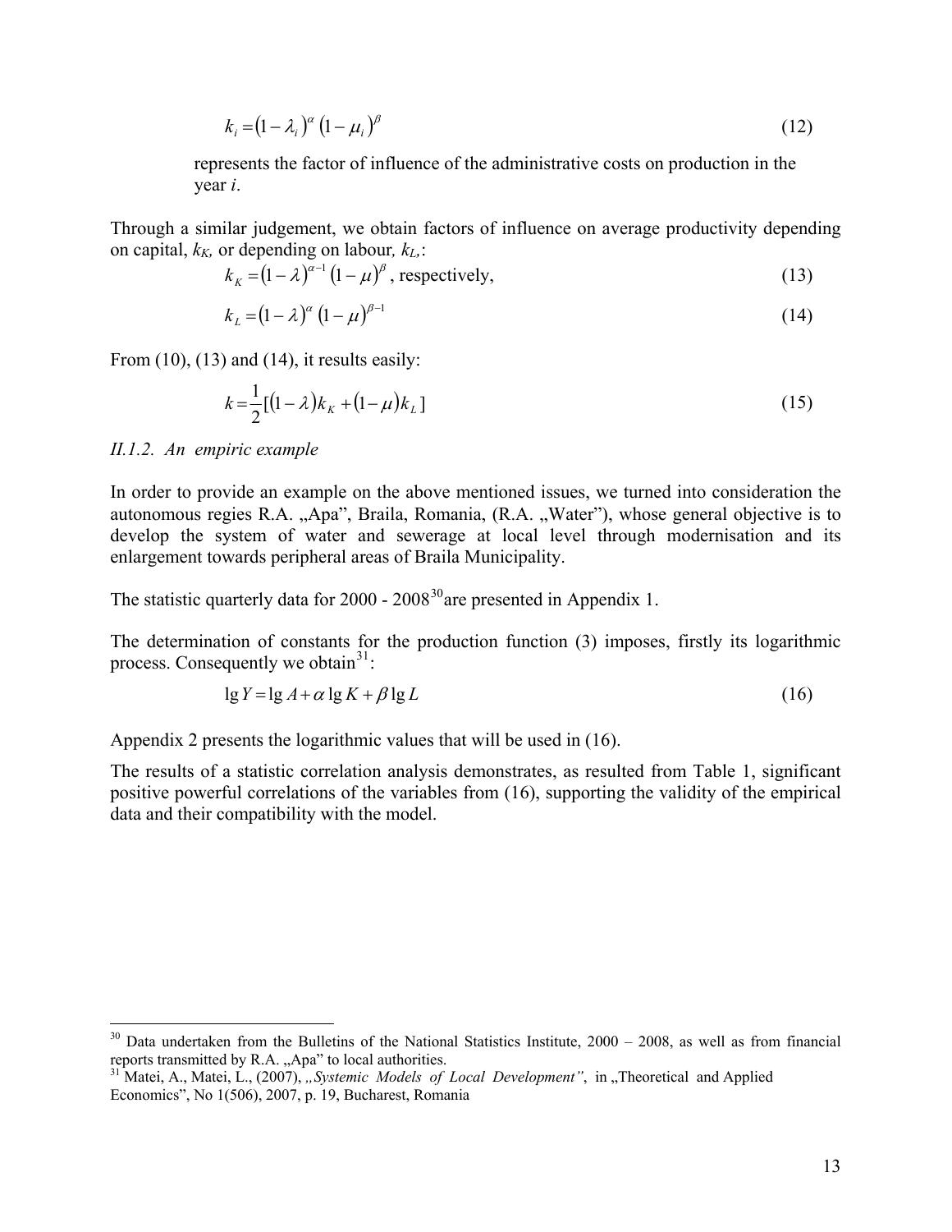$$k_i = (1-\lambda_i)^{\alpha}(1-\mu_i)^{\beta} \tag{12}$$

represents the factor of influence of the administrative costs on production in the year *i*.

Through a similar judgement, we obtain factors of influence on average productivity depending on capital, $k_K$, or depending on labour, $k_L$,:

$$k_K = (1-\lambda)^{\alpha-1}(1-\mu)^{\beta}\text{, respectively,} \tag{13}$$

$$k_L = (1-\lambda)^{\alpha}(1-\mu)^{\beta-1} \tag{14}$$

From (10), (13) and (14), it results easily:

$$k = \frac{1}{2}[(1-\lambda)k_K + (1-\mu)k_L] \tag{15}$$

*II.1.2. An empiric example*

In order to provide an example on the above mentioned issues, we turned into consideration the autonomous regies R.A. „Apa", Braila, Romania, (R.A. „Water"), whose general objective is to develop the system of water and sewerage at local level through modernisation and its enlargement towards peripheral areas of Braila Municipality.

The statistic quarterly data for 2000 - 2008[30] are presented in Appendix 1.

The determination of constants for the production function (3) imposes, firstly its logarithmic process. Consequently we obtain[31]:

$$\lg Y = \lg A + \alpha \lg K + \beta \lg L \tag{16}$$

Appendix 2 presents the logarithmic values that will be used in (16).

The results of a statistic correlation analysis demonstrates, as resulted from Table 1, significant positive powerful correlations of the variables from (16), supporting the validity of the empirical data and their compatibility with the model.

---

[30] Data undertaken from the Bulletins of the National Statistics Institute, 2000 – 2008, as well as from financial reports transmitted by R.A. „Apa" to local authorities.

[31] Matei, A., Matei, L., (2007), *„Systemic Models of Local Development"*, in „Theoretical and Applied Economics", No 1(506), 2007, p. 19, Bucharest, Romania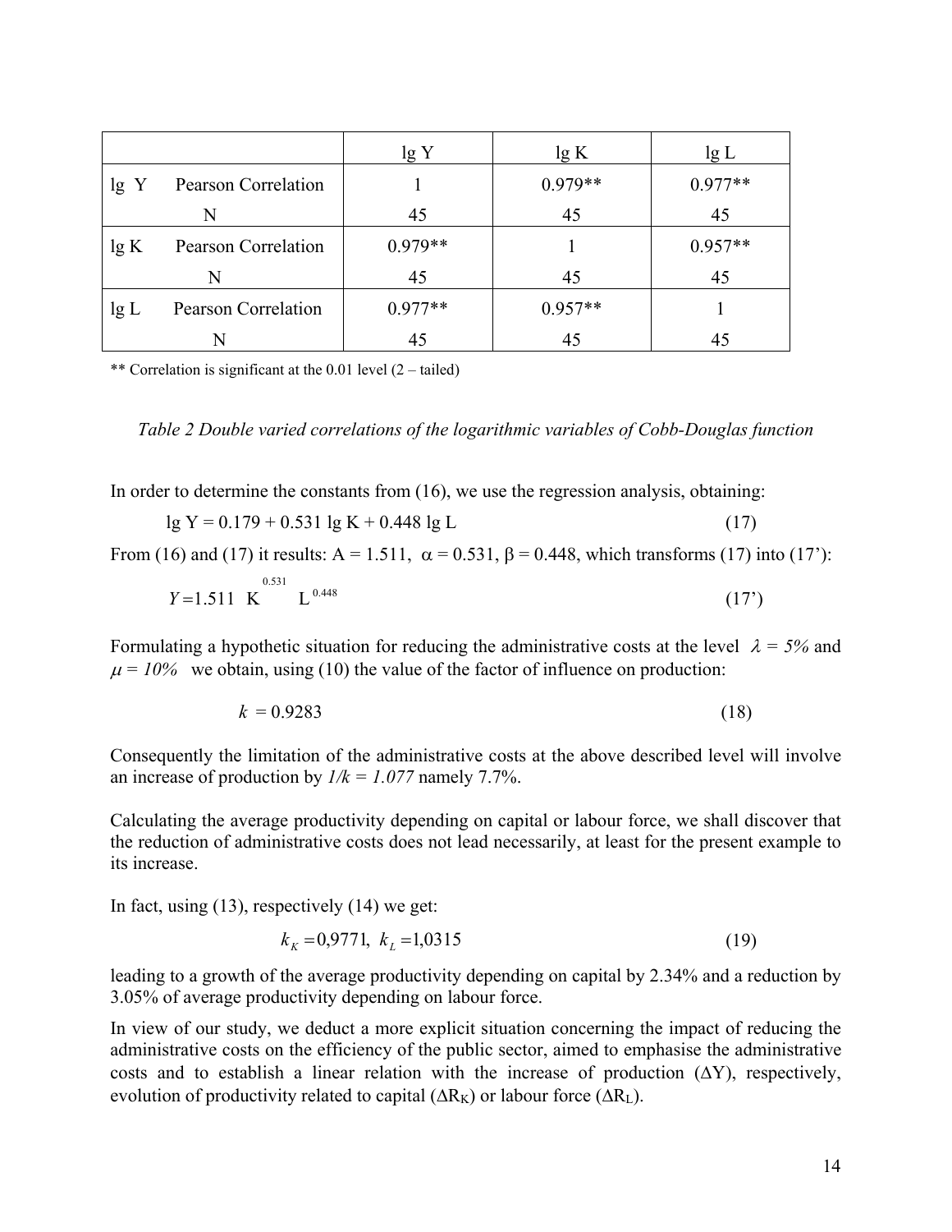| | | lg Y | lg K | lg L |
|---|---|---|---|---|
| lg Y | Pearson Correlation | 1 | 0.979** | 0.977** |
| | N | 45 | 45 | 45 |
| lg K | Pearson Correlation | 0.979** | 1 | 0.957** |
| | N | 45 | 45 | 45 |
| lg L | Pearson Correlation | 0.977** | 0.957** | 1 |
| | N | 45 | 45 | 45 |

** Correlation is significant at the 0.01 level (2 – tailed)

*Table 2 Double varied correlations of the logarithmic variables of Cobb-Douglas function*

In order to determine the constants from (16), we use the regression analysis, obtaining:

$$\lg Y = 0.179 + 0.531 \lg K + 0.448 \lg L \tag{17}$$

From (16) and (17) it results: A = 1.511, $\alpha = 0.531$, $\beta = 0.448$, which transforms (17) into (17'):

$$Y = 1.511 \; K^{0.531} \; L^{0.448} \tag{17'}$$

Formulating a hypothetic situation for reducing the administrative costs at the level $\lambda = 5\%$ and $\mu = 10\%$ we obtain, using (10) the value of the factor of influence on production:

$$k = 0.9283 \tag{18}$$

Consequently the limitation of the administrative costs at the above described level will involve an increase of production by $1/k = 1.077$ namely 7.7%.

Calculating the average productivity depending on capital or labour force, we shall discover that the reduction of administrative costs does not lead necessarily, at least for the present example to its increase.

In fact, using (13), respectively (14) we get:

$$k_K = 0{,}9771, \; k_L = 1{,}0315 \tag{19}$$

leading to a growth of the average productivity depending on capital by 2.34% and a reduction by 3.05% of average productivity depending on labour force.

In view of our study, we deduct a more explicit situation concerning the impact of reducing the administrative costs on the efficiency of the public sector, aimed to emphasise the administrative costs and to establish a linear relation with the increase of production ($\Delta Y$), respectively, evolution of productivity related to capital ($\Delta R_K$) or labour force ($\Delta R_L$).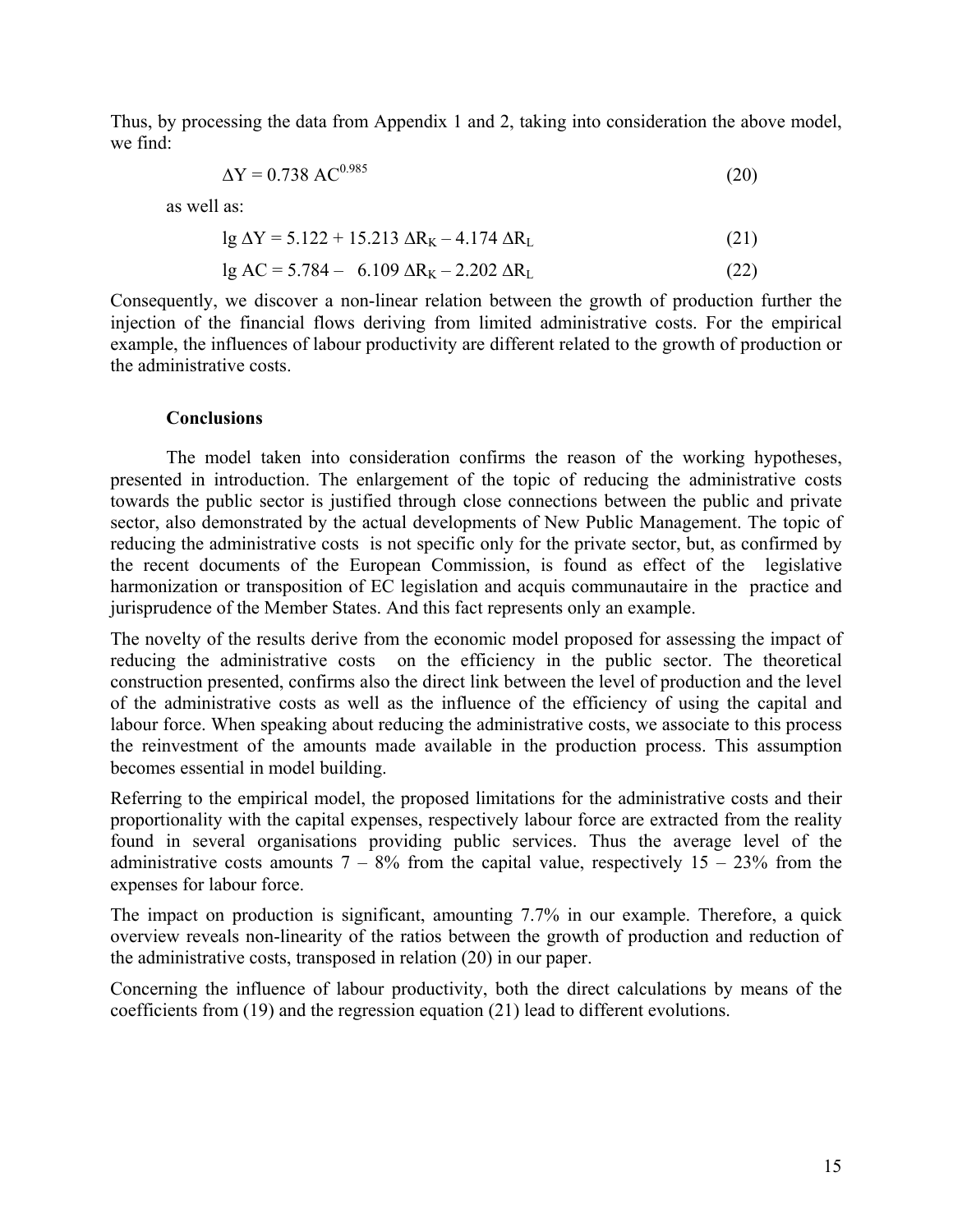Thus, by processing the data from Appendix 1 and 2, taking into consideration the above model, we find:

$$\Delta Y = 0.738\ AC^{0.985} \tag{20}$$

as well as:

$$\lg \Delta Y = 5.122 + 15.213\ \Delta R_K - 4.174\ \Delta R_L \tag{21}$$

$$\lg AC = 5.784 - 6.109\ \Delta R_K - 2.202\ \Delta R_L \tag{22}$$

Consequently, we discover a non-linear relation between the growth of production further the injection of the financial flows deriving from limited administrative costs. For the empirical example, the influences of labour productivity are different related to the growth of production or the administrative costs.

## Conclusions

The model taken into consideration confirms the reason of the working hypotheses, presented in introduction. The enlargement of the topic of reducing the administrative costs towards the public sector is justified through close connections between the public and private sector, also demonstrated by the actual developments of New Public Management. The topic of reducing the administrative costs is not specific only for the private sector, but, as confirmed by the recent documents of the European Commission, is found as effect of the legislative harmonization or transposition of EC legislation and acquis communautaire in the practice and jurisprudence of the Member States. And this fact represents only an example.

The novelty of the results derive from the economic model proposed for assessing the impact of reducing the administrative costs on the efficiency in the public sector. The theoretical construction presented, confirms also the direct link between the level of production and the level of the administrative costs as well as the influence of the efficiency of using the capital and labour force. When speaking about reducing the administrative costs, we associate to this process the reinvestment of the amounts made available in the production process. This assumption becomes essential in model building.

Referring to the empirical model, the proposed limitations for the administrative costs and their proportionality with the capital expenses, respectively labour force are extracted from the reality found in several organisations providing public services. Thus the average level of the administrative costs amounts 7 – 8% from the capital value, respectively 15 – 23% from the expenses for labour force.

The impact on production is significant, amounting 7.7% in our example. Therefore, a quick overview reveals non-linearity of the ratios between the growth of production and reduction of the administrative costs, transposed in relation (20) in our paper.

Concerning the influence of labour productivity, both the direct calculations by means of the coefficients from (19) and the regression equation (21) lead to different evolutions.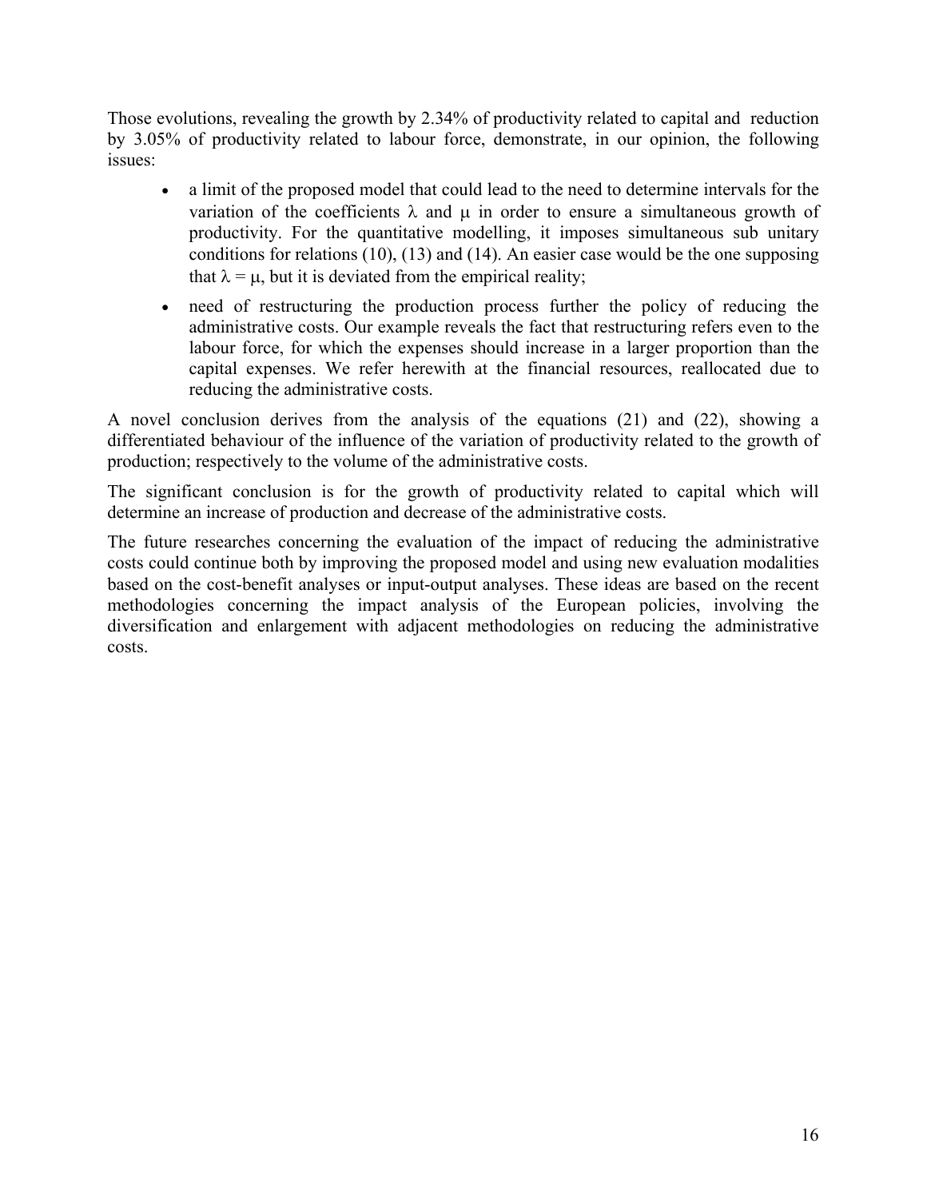Those evolutions, revealing the growth by 2.34% of productivity related to capital and reduction by 3.05% of productivity related to labour force, demonstrate, in our opinion, the following issues:

- a limit of the proposed model that could lead to the need to determine intervals for the variation of the coefficients $\lambda$ and $\mu$ in order to ensure a simultaneous growth of productivity. For the quantitative modelling, it imposes simultaneous sub unitary conditions for relations (10), (13) and (14). An easier case would be the one supposing that $\lambda = \mu$, but it is deviated from the empirical reality;
- need of restructuring the production process further the policy of reducing the administrative costs. Our example reveals the fact that restructuring refers even to the labour force, for which the expenses should increase in a larger proportion than the capital expenses. We refer herewith at the financial resources, reallocated due to reducing the administrative costs.

A novel conclusion derives from the analysis of the equations (21) and (22), showing a differentiated behaviour of the influence of the variation of productivity related to the growth of production; respectively to the volume of the administrative costs.

The significant conclusion is for the growth of productivity related to capital which will determine an increase of production and decrease of the administrative costs.

The future researches concerning the evaluation of the impact of reducing the administrative costs could continue both by improving the proposed model and using new evaluation modalities based on the cost-benefit analyses or input-output analyses. These ideas are based on the recent methodologies concerning the impact analysis of the European policies, involving the diversification and enlargement with adjacent methodologies on reducing the administrative costs.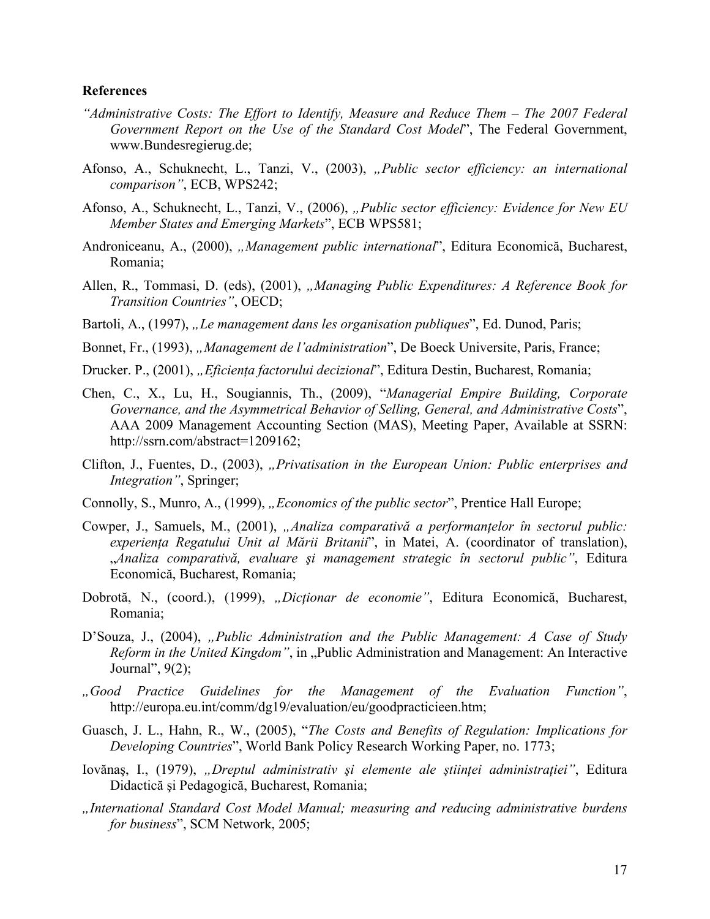**References**

*"Administrative Costs: The Effort to Identify, Measure and Reduce Them – The 2007 Federal Government Report on the Use of the Standard Cost Model*", The Federal Government, www.Bundesregierug.de;

Afonso, A., Schuknecht, L., Tanzi, V., (2003), *„Public sector efficiency: an international comparison"*, ECB, WPS242;

Afonso, A., Schuknecht, L., Tanzi, V., (2006), *„Public sector efficiency: Evidence for New EU Member States and Emerging Markets*", ECB WPS581;

Androniceanu, A., (2000), *„Management public international*", Editura Economică, Bucharest, Romania;

Allen, R., Tommasi, D. (eds), (2001), *„Managing Public Expenditures: A Reference Book for Transition Countries"*, OECD;

Bartoli, A., (1997), *„Le management dans les organisation publiques*", Ed. Dunod, Paris;

Bonnet, Fr., (1993), *„Management de l'administration*", De Boeck Universite, Paris, France;

Drucker. P., (2001), *„Eficiența factorului decizional*", Editura Destin, Bucharest, Romania;

Chen, C., X., Lu, H., Sougiannis, Th., (2009), "*Managerial Empire Building, Corporate Governance, and the Asymmetrical Behavior of Selling, General, and Administrative Costs*", AAA 2009 Management Accounting Section (MAS), Meeting Paper, Available at SSRN: http://ssrn.com/abstract=1209162;

Clifton, J., Fuentes, D., (2003), *„Privatisation in the European Union: Public enterprises and Integration"*, Springer;

Connolly, S., Munro, A., (1999), *„Economics of the public sector*", Prentice Hall Europe;

Cowper, J., Samuels, M., (2001), *„Analiza comparativă a performanțelor în sectorul public: experiența Regatului Unit al Mării Britanii*", in Matei, A. (coordinator of translation), „*Analiza comparativă, evaluare şi management strategic în sectorul public"*, Editura Economică, Bucharest, Romania;

Dobrotă, N., (coord.), (1999), *„Dicționar de economie"*, Editura Economică, Bucharest, Romania;

D'Souza, J., (2004), *„Public Administration and the Public Management: A Case of Study Reform in the United Kingdom"*, in „Public Administration and Management: An Interactive Journal", 9(2);

*„Good Practice Guidelines for the Management of the Evaluation Function"*, http://europa.eu.int/comm/dg19/evaluation/eu/goodpracticieen.htm;

Guasch, J. L., Hahn, R., W., (2005), "*The Costs and Benefits of Regulation: Implications for Developing Countries*", World Bank Policy Research Working Paper, no. 1773;

Iovănaş, I., (1979), *„Dreptul administrativ şi elemente ale ştiinței administrației"*, Editura Didactică şi Pedagogică, Bucharest, Romania;

*„International Standard Cost Model Manual; measuring and reducing administrative burdens for business*", SCM Network, 2005;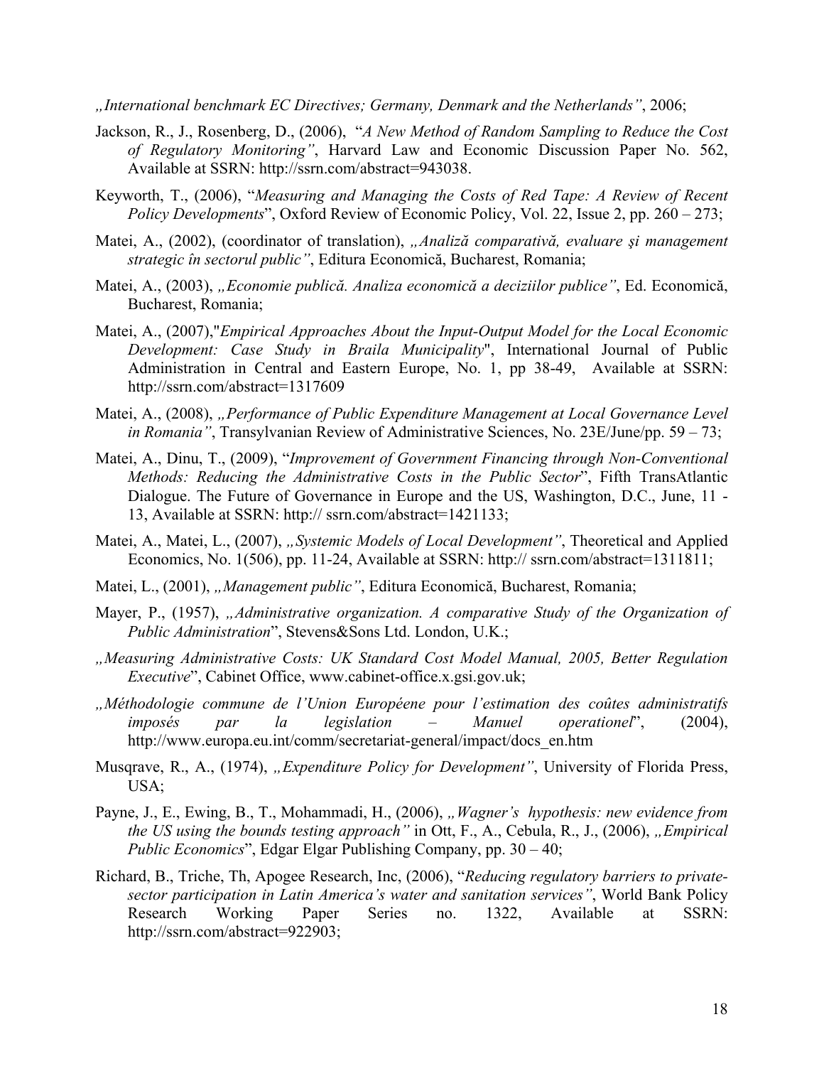„*International benchmark EC Directives; Germany, Denmark and the Netherlands”*, 2006;

Jackson, R., J., Rosenberg, D., (2006), "*A New Method of Random Sampling to Reduce the Cost of Regulatory Monitoring"*, Harvard Law and Economic Discussion Paper No. 562, Available at SSRN: http://ssrn.com/abstract=943038.

Keyworth, T., (2006), "*Measuring and Managing the Costs of Red Tape: A Review of Recent Policy Developments*", Oxford Review of Economic Policy, Vol. 22, Issue 2, pp. 260 – 273;

Matei, A., (2002), (coordinator of translation), *„Analiză comparativă, evaluare şi management strategic în sectorul public"*, Editura Economică, Bucharest, Romania;

Matei, A., (2003), *„Economie publică. Analiza economică a deciziilor publice"*, Ed. Economică, Bucharest, Romania;

Matei, A., (2007),"*Empirical Approaches About the Input-Output Model for the Local Economic Development: Case Study in Braila Municipality*", International Journal of Public Administration in Central and Eastern Europe, No. 1, pp 38-49, Available at SSRN: http://ssrn.com/abstract=1317609

Matei, A., (2008), *„Performance of Public Expenditure Management at Local Governance Level in Romania"*, Transylvanian Review of Administrative Sciences, No. 23E/June/pp. 59 – 73;

Matei, A., Dinu, T., (2009), "*Improvement of Government Financing through Non-Conventional Methods: Reducing the Administrative Costs in the Public Sector*", Fifth TransAtlantic Dialogue. The Future of Governance in Europe and the US, Washington, D.C., June, 11 - 13, Available at SSRN: http:// ssrn.com/abstract=1421133;

Matei, A., Matei, L., (2007), *„Systemic Models of Local Development"*, Theoretical and Applied Economics, No. 1(506), pp. 11-24, Available at SSRN: http:// ssrn.com/abstract=1311811;

Matei, L., (2001), *„Management public"*, Editura Economică, Bucharest, Romania;

Mayer, P., (1957), *„Administrative organization. A comparative Study of the Organization of Public Administration*", Stevens&Sons Ltd. London, U.K.;

*„Measuring Administrative Costs: UK Standard Cost Model Manual, 2005, Better Regulation Executive*", Cabinet Office, www.cabinet-office.x.gsi.gov.uk;

*„Méthodologie commune de l'Union Européene pour l'estimation des coûtes administratifs imposés par la legislation – Manuel operationel*", (2004), http://www.europa.eu.int/comm/secretariat-general/impact/docs_en.htm

Musqrave, R., A., (1974), *„Expenditure Policy for Development"*, University of Florida Press, USA;

Payne, J., E., Ewing, B., T., Mohammadi, H., (2006), *„Wagner's hypothesis: new evidence from the US using the bounds testing approach"* in Ott, F., A., Cebula, R., J., (2006), *„Empirical Public Economics*", Edgar Elgar Publishing Company, pp. 30 – 40;

Richard, B., Triche, Th, Apogee Research, Inc, (2006), "*Reducing regulatory barriers to private-sector participation in Latin America's water and sanitation services"*, World Bank Policy Research Working Paper Series no. 1322, Available at SSRN: http://ssrn.com/abstract=922903;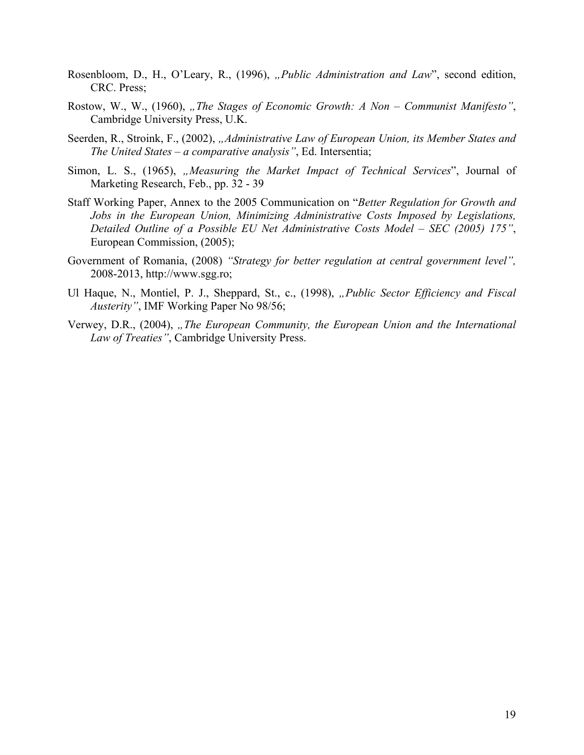Rosenbloom, D., H., O'Leary, R., (1996), *„Public Administration and Law*", second edition, CRC. Press;

Rostow, W., W., (1960), *„The Stages of Economic Growth: A Non – Communist Manifesto"*, Cambridge University Press, U.K.

Seerden, R., Stroink, F., (2002), *„Administrative Law of European Union, its Member States and The United States – a comparative analysis"*, Ed. Intersentia;

Simon, L. S., (1965), *„Measuring the Market Impact of Technical Services*", Journal of Marketing Research, Feb., pp. 32 - 39

Staff Working Paper, Annex to the 2005 Communication on "*Better Regulation for Growth and Jobs in the European Union, Minimizing Administrative Costs Imposed by Legislations, Detailed Outline of a Possible EU Net Administrative Costs Model – SEC (2005) 175"*, European Commission, (2005);

Government of Romania, (2008) *"Strategy for better regulation at central government level",* 2008-2013, http://www.sgg.ro;

Ul Haque, N., Montiel, P. J., Sheppard, St., c., (1998), *„Public Sector Efficiency and Fiscal Austerity"*, IMF Working Paper No 98/56;

Verwey, D.R., (2004), *„The European Community, the European Union and the International Law of Treaties"*, Cambridge University Press.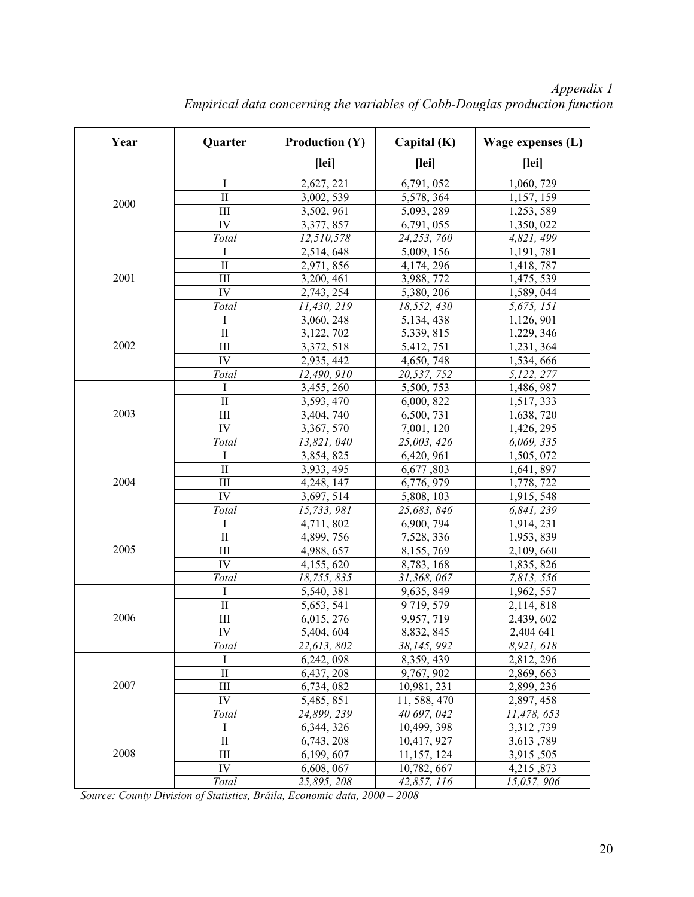*Appendix 1*
*Empirical data concerning the variables of Cobb-Douglas production function*

| Year | Quarter | Production (Y) [lei] | Capital (K) [lei] | Wage expenses (L) [lei] |
|---|---|---|---|---|
| 2000 | I | 2,627, 221 | 6,791, 052 | 1,060, 729 |
| | II | 3,002, 539 | 5,578, 364 | 1,157, 159 |
| | III | 3,502, 961 | 5,093, 289 | 1,253, 589 |
| | IV | 3,377, 857 | 6,791, 055 | 1,350, 022 |
| | *Total* | *12,510,578* | *24,253, 760* | *4,821, 499* |
| 2001 | I | 2,514, 648 | 5,009, 156 | 1,191, 781 |
| | II | 2,971, 856 | 4,174, 296 | 1,418, 787 |
| | III | 3,200, 461 | 3,988, 772 | 1,475, 539 |
| | IV | 2,743, 254 | 5,380, 206 | 1,589, 044 |
| | *Total* | *11,430, 219* | *18,552, 430* | *5,675, 151* |
| 2002 | I | 3,060, 248 | 5,134, 438 | 1,126, 901 |
| | II | 3,122, 702 | 5,339, 815 | 1,229, 346 |
| | III | 3,372, 518 | 5,412, 751 | 1,231, 364 |
| | IV | 2,935, 442 | 4,650, 748 | 1,534, 666 |
| | *Total* | *12,490, 910* | *20,537, 752* | *5,122, 277* |
| 2003 | I | 3,455, 260 | 5,500, 753 | 1,486, 987 |
| | II | 3,593, 470 | 6,000, 822 | 1,517, 333 |
| | III | 3,404, 740 | 6,500, 731 | 1,638, 720 |
| | IV | 3,367, 570 | 7,001, 120 | 1,426, 295 |
| | *Total* | *13,821, 040* | *25,003, 426* | *6,069, 335* |
| 2004 | I | 3,854, 825 | 6,420, 961 | 1,505, 072 |
| | II | 3,933, 495 | 6,677 ,803 | 1,641, 897 |
| | III | 4,248, 147 | 6,776, 979 | 1,778, 722 |
| | IV | 3,697, 514 | 5,808, 103 | 1,915, 548 |
| | *Total* | *15,733, 981* | *25,683, 846* | *6,841, 239* |
| 2005 | I | 4,711, 802 | 6,900, 794 | 1,914, 231 |
| | II | 4,899, 756 | 7,528, 336 | 1,953, 839 |
| | III | 4,988, 657 | 8,155, 769 | 2,109, 660 |
| | IV | 4,155, 620 | 8,783, 168 | 1,835, 826 |
| | *Total* | *18,755, 835* | *31,368, 067* | *7,813, 556* |
| 2006 | I | 5,540, 381 | 9,635, 849 | 1,962, 557 |
| | II | 5,653, 541 | 9 719, 579 | 2,114, 818 |
| | III | 6,015, 276 | 9,957, 719 | 2,439, 602 |
| | IV | 5,404, 604 | 8,832, 845 | 2,404 641 |
| | *Total* | *22,613, 802* | *38,145, 992* | *8,921, 618* |
| 2007 | I | 6,242, 098 | 8,359, 439 | 2,812, 296 |
| | II | 6,437, 208 | 9,767, 902 | 2,869, 663 |
| | III | 6,734, 082 | 10,981, 231 | 2,899, 236 |
| | IV | 5,485, 851 | 11, 588, 470 | 2,897, 458 |
| | *Total* | *24,899, 239* | *40 697, 042* | *11,478, 653* |
| 2008 | I | 6,344, 326 | 10,499, 398 | 3,312 ,739 |
| | II | 6,743, 208 | 10,417, 927 | 3,613 ,789 |
| | III | 6,199, 607 | 11,157, 124 | 3,915 ,505 |
| | IV | 6,608, 067 | 10,782, 667 | 4,215 ,873 |
| | *Total* | *25,895, 208* | *42,857, 116* | *15,057, 906* |

*Source: County Division of Statistics, Brăila, Economic data, 2000 – 2008*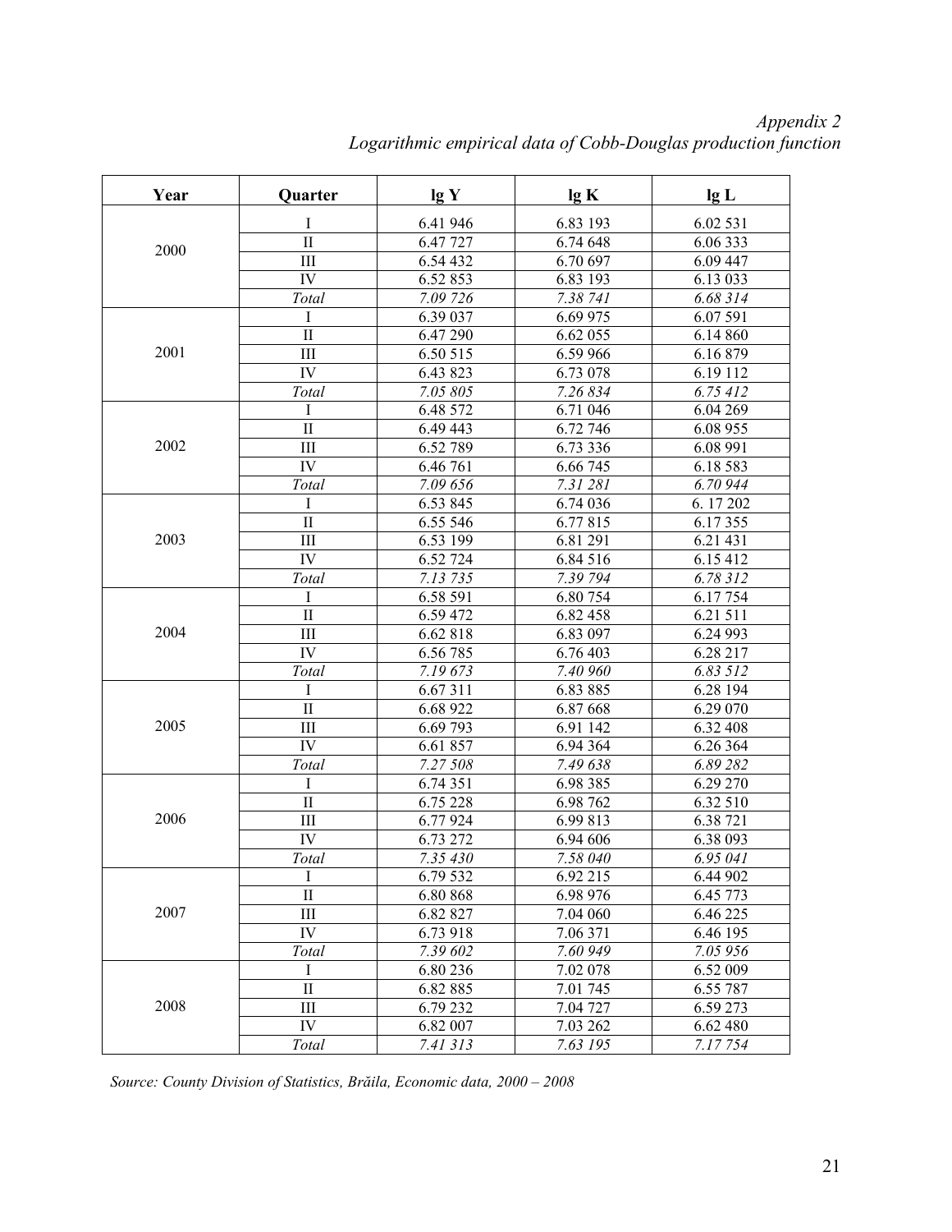*Appendix 2*
*Logarithmic empirical data of Cobb-Douglas production function*

| Year | Quarter | lg Y | lg K | lg L |
|---|---|---|---|---|
| 2000 | I | 6.41 946 | 6.83 193 | 6.02 531 |
| | II | 6.47 727 | 6.74 648 | 6.06 333 |
| | III | 6.54 432 | 6.70 697 | 6.09 447 |
| | IV | 6.52 853 | 6.83 193 | 6.13 033 |
| | *Total* | *7.09 726* | *7.38 741* | *6.68 314* |
| 2001 | I | 6.39 037 | 6.69 975 | 6.07 591 |
| | II | 6.47 290 | 6.62 055 | 6.14 860 |
| | III | 6.50 515 | 6.59 966 | 6.16 879 |
| | IV | 6.43 823 | 6.73 078 | 6.19 112 |
| | *Total* | *7.05 805* | *7.26 834* | *6.75 412* |
| 2002 | I | 6.48 572 | 6.71 046 | 6.04 269 |
| | II | 6.49 443 | 6.72 746 | 6.08 955 |
| | III | 6.52 789 | 6.73 336 | 6.08 991 |
| | IV | 6.46 761 | 6.66 745 | 6.18 583 |
| | *Total* | *7.09 656* | *7.31 281* | *6.70 944* |
| 2003 | I | 6.53 845 | 6.74 036 | 6. 17 202 |
| | II | 6.55 546 | 6.77 815 | 6.17 355 |
| | III | 6.53 199 | 6.81 291 | 6.21 431 |
| | IV | 6.52 724 | 6.84 516 | 6.15 412 |
| | *Total* | *7.13 735* | *7.39 794* | *6.78 312* |
| 2004 | I | 6.58 591 | 6.80 754 | 6.17 754 |
| | II | 6.59 472 | 6.82 458 | 6.21 511 |
| | III | 6.62 818 | 6.83 097 | 6.24 993 |
| | IV | 6.56 785 | 6.76 403 | 6.28 217 |
| | *Total* | *7.19 673* | *7.40 960* | *6.83 512* |
| 2005 | I | 6.67 311 | 6.83 885 | 6.28 194 |
| | II | 6.68 922 | 6.87 668 | 6.29 070 |
| | III | 6.69 793 | 6.91 142 | 6.32 408 |
| | IV | 6.61 857 | 6.94 364 | 6.26 364 |
| | *Total* | *7.27 508* | *7.49 638* | *6.89 282* |
| 2006 | I | 6.74 351 | 6.98 385 | 6.29 270 |
| | II | 6.75 228 | 6.98 762 | 6.32 510 |
| | III | 6.77 924 | 6.99 813 | 6.38 721 |
| | IV | 6.73 272 | 6.94 606 | 6.38 093 |
| | *Total* | *7.35 430* | *7.58 040* | *6.95 041* |
| 2007 | I | 6.79 532 | 6.92 215 | 6.44 902 |
| | II | 6.80 868 | 6.98 976 | 6.45 773 |
| | III | 6.82 827 | 7.04 060 | 6.46 225 |
| | IV | 6.73 918 | 7.06 371 | 6.46 195 |
| | *Total* | *7.39 602* | *7.60 949* | *7.05 956* |
| 2008 | I | 6.80 236 | 7.02 078 | 6.52 009 |
| | II | 6.82 885 | 7.01 745 | 6.55 787 |
| | III | 6.79 232 | 7.04 727 | 6.59 273 |
| | IV | 6.82 007 | 7.03 262 | 6.62 480 |
| | *Total* | *7.41 313* | *7.63 195* | *7.17 754* |

*Source: County Division of Statistics, Brăila, Economic data, 2000 – 2008*